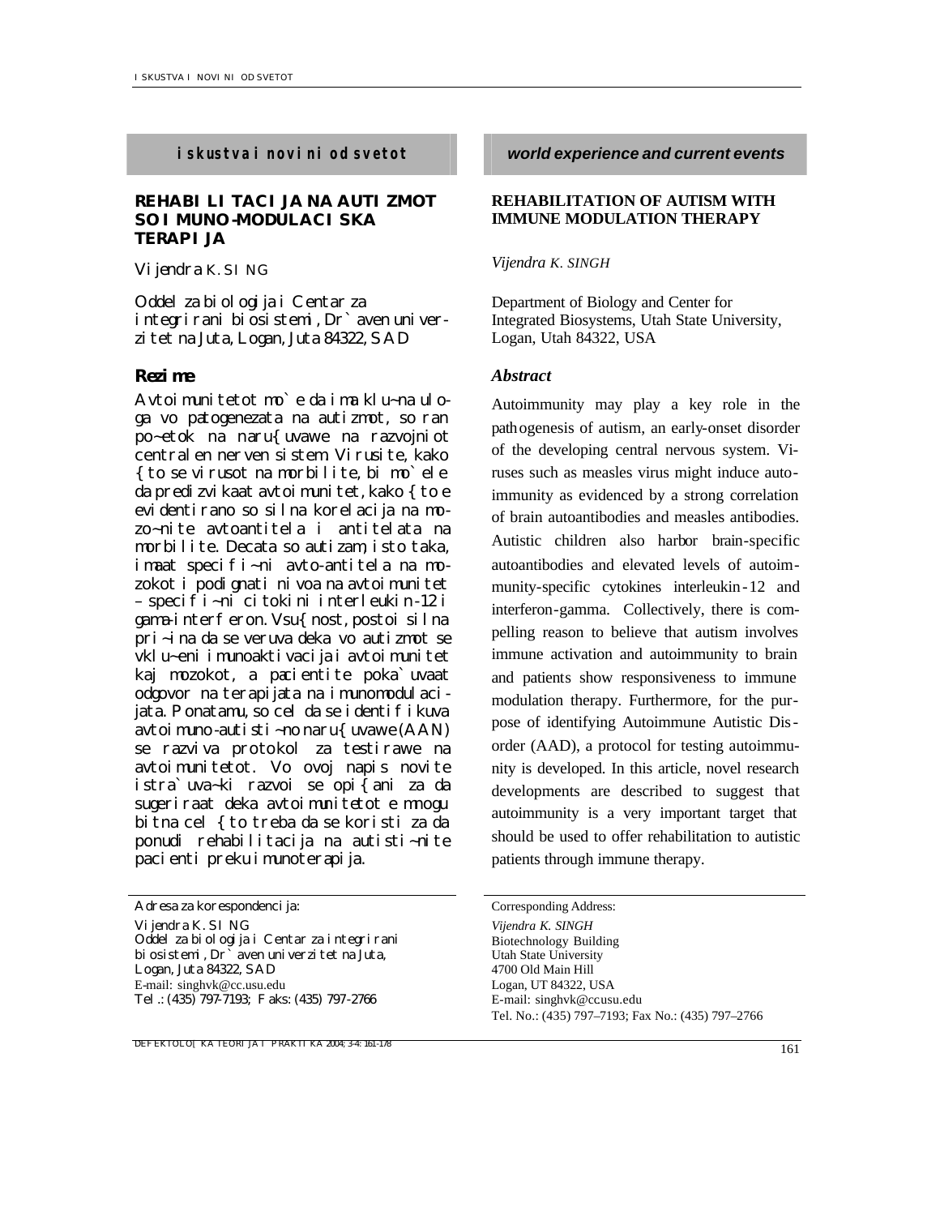## iskustva i novini od svetot

### REHABILITACIJA NA AUTIZMOT SO IMUNO-MODULACISKA TERAPIJA

Vijendra K. SING

Oddel za biologija i Centar za integrirani biosistemi, Dr`aven univerzitet na Juta, Logan, Juta 84322, SAD

### Rezime

Avtoimunitetot mo`e da ima klu~na uloga vo patogenezata na autizmot, so ran po~etok na naru{uvawe na razvojniot centralen nerven sistem. Virusite, kako {to se virusot na morbilite, bi mo`ele da predizvikaat avtoimunitet, kako {to e evidentirano so silna korelacija na mozo~nite avtoantitela i antitelata na morbilite. Decata so autizam, isto taka, imaat specifi~ni avto-antitela na mozokot i podignati nivoa na avtoimunitet – specifi~ni citokini interleukin-12 i gama-interferon. Vsu{nost, postoi silna pri~ina da se veruva deka vo autizmot se vklu~eni imunoaktivacija i avtoimunitet kaj mozokot, a pacientite poka`uvaat odgovor na terapijata na imunomodulacijata. Ponatamu, so cel da se identifikuva avtoimuno-autisti~no naru{uvawe (AAN) se razviva protokol za testirawe na avtoimunitetot. Vo ovoj napis novite istra`uva~ki razvoi se opi{ani za da sugeriraat deka avtoimunitetot e mnogu bitna cel {to treba da se koristi za da ponudi rehabilitacija na autisti~nite pacienti preku imunoterapija.

Adresa za korespondencija:
Vijendra K. SING
Oddel za biologija i Centar za integrirani biosistemi, Dr`aven univerzitet na Juta, Logan, Juta 84322, SAD
E-mail: singhvk@cc.usu.edu
Tel.: (435) 797-7193; Faks: (435) 797-2766

## world experience and current events

### REHABILITATION OF AUTISM WITH IMMUNE MODULATION THERAPY

*Vijendra K. SINGH*

Department of Biology and Center for Integrated Biosystems, Utah State University, Logan, Utah 84322, USA

### *Abstract*

Autoimmunity may play a key role in the pathogenesis of autism, an early-onset disorder of the developing central nervous system. Viruses such as measles virus might induce autoimmunity as evidenced by a strong correlation of brain autoantibodies and measles antibodies. Autistic children also harbor brain-specific autoantibodies and elevated levels of autoimmunity-specific cytokines interleukin-12 and interferon-gamma. Collectively, there is compelling reason to believe that autism involves immune activation and autoimmunity to brain and patients show responsiveness to immune modulation therapy. Furthermore, for the purpose of identifying Autoimmune Autistic Disorder (AAD), a protocol for testing autoimmunity is developed. In this article, novel research developments are described to suggest that autoimmunity is a very important target that should be used to offer rehabilitation to autistic patients through immune therapy.

Corresponding Address:
*Vijendra K. SINGH*
Biotechnology Building
Utah State University
4700 Old Main Hill
Logan, UT 84322, USA
E-mail: singhvk@ccusu.edu
Tel. No.: (435) 797–7193; Fax No.: (435) 797–2766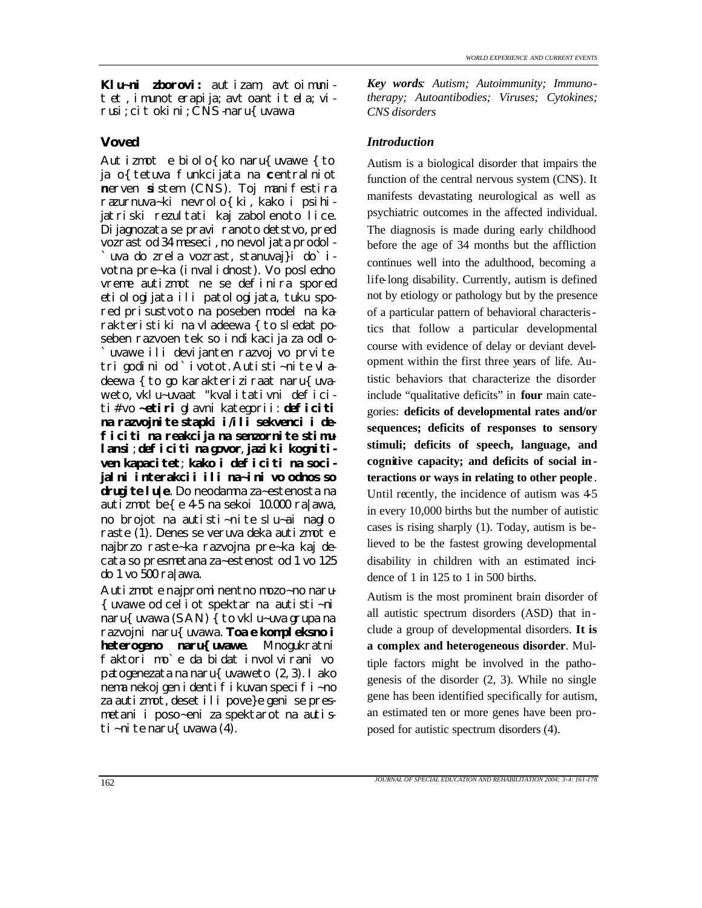**Klu~ni zborovi:** autizam, avtoimunitet, imunoterapija; avtoantitela; virusi; citokini; CNS-naru{uvawa

## Voved

Autizmot e biolo{ko naru{uvawe {to ja o{tetuva funkcijata na **c**entralniot **n**erven **s**istem (CNS). Toj manifestira razurnuva~ki nevrolo{ki, kako i psihijatriski rezultati kaj zabolenoto lice. Dijagnozata se pravi rano to detstvo, pred vozrast od 34 meseci, no nevoljata prodol`uva do zrela vozrast, stanuvaj}i do`ivotna pre~ka (invalidnost). Vo posledno vreme autizmot ne se definira spored etiologijata ili patologijata, tuku spored prisustvoto na poseben model na karakteristiki na vladeewa {to sledat poseben razvoen tek so indikacija za odlo`uvawe ili devijanten razvoj vo prvite tri godini od `ivotot. Autisti~nite vladeewa {to go karakteriziraat naru{uvaweto, vklu~uvaat "kvalitativni deficiti" vo **~etiri** glavni kategorii: **deficiti na razvojnite stapki i/ili sekvenci i deficiti na reakcija na senzornite stimulansi**; **deficiti na govor**, **jazik i kognitiven kapacitet**; **kako i deficiti na socijalni interakcii ili na~ini vo odnos so drugite lu|e**. Do neodamna za~estenosta na autizmot be{e 4-5 na sekoi 10.000 ra|awa, no brojot na autisti~nite slu~ai naglo raste (1). Denes se veruva deka autizmot e najbrzo raste~ka razvojna pre~ka kaj decata so presmetana za~estenost od 1 vo 125 do 1 vo 500 ra|awa.

Autizmot e najprominentno mozo~no naru{uvawe od celiot spektar na autisti~ni naru{uvawa (SAN) {to vklu~uva grupa na razvojni naru{uvawa. **Toa e kompleksno i heterogeno naru{uvawe**. Mnogukratni faktori mo`e da bidat involvirani vo patogenezata na naru{uvaweto (2, 3). Iako nema nekoj gen identifikuvan specifi~no za autizmot, deset ili pove}e geni se presmetani i poso~eni za spektarot na autisti~nite naru{uvawa (4).

*Key words: Autism; Autoimmunity; Immunotherapy; Autoantibodies; Viruses; Cytokines; CNS disorders*

## *Introduction*

Autism is a biological disorder that impairs the function of the central nervous system (CNS). It manifests devastating neurological as well as psychiatric outcomes in the affected individual. The diagnosis is made during early childhood before the age of 34 months but the affliction continues well into the adulthood, becoming a life-long disability. Currently, autism is defined not by etiology or pathology but by the presence of a particular pattern of behavioral characteristics that follow a particular developmental course with evidence of delay or deviant development within the first three years of life. Autistic behaviors that characterize the disorder include "qualitative deficits" in **four** main categories: **deficits of developmental rates and/or sequences; deficits of responses to sensory stimuli; deficits of speech, language, and cognitive capacity; and deficits of social interactions or ways in relating to other people**. Until recently, the incidence of autism was 4-5 in every 10,000 births but the number of autistic cases is rising sharply (1). Today, autism is believed to be the fastest growing developmental disability in children with an estimated incidence of 1 in 125 to 1 in 500 births.

Autism is the most prominent brain disorder of all autistic spectrum disorders (ASD) that include a group of developmental disorders. **It is a complex and heterogeneous disorder**. Multiple factors might be involved in the pathogenesis of the disorder (2, 3). While no single gene has been identified specifically for autism, an estimated ten or more genes have been proposed for autistic spectrum disorders (4).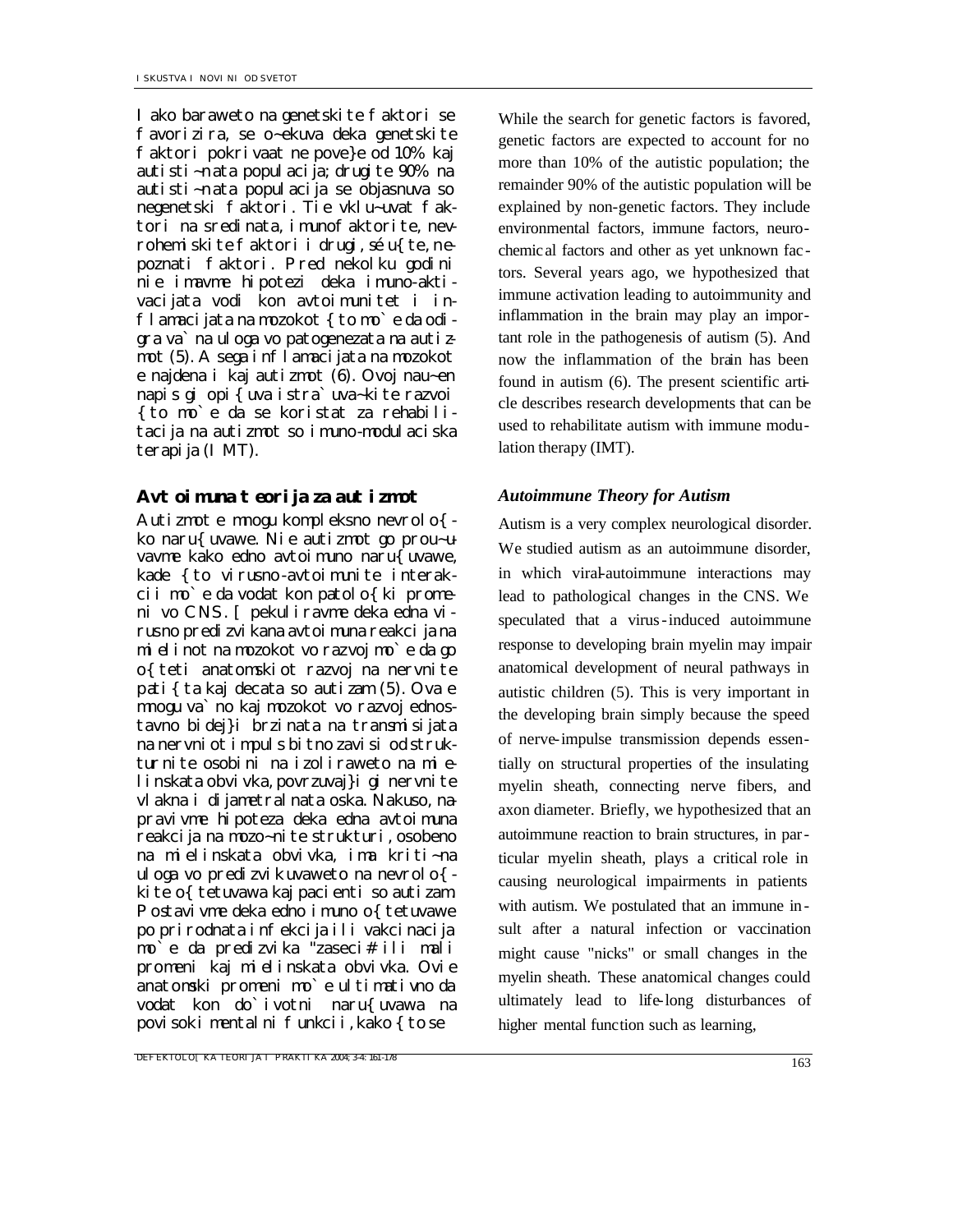Iako baraweto na genetskite faktori se favorizira, se o~ekuva deka genetskite faktori pokrivaat ne pove}e od 10% kaj autisti~nata populacija; drugite 90% na autisti~nata populacija se objasnuva so negenetski faktori. Tie vklu~uvat faktori na sredinata, imunofaktorite, nevrohemiskite faktori i drugi, sé u{te, nepoznati faktori. Pred nekolku godini nie imavme hipotezi deka imuno-aktivacijata vodi kon avtoimunitet i inflamacijata na mozokot {to mo`e da odigra va`na uloga vo patogenezata na autizmot (5). A sega inflamacijata na mozokot e najdena i kaj autizmot (6). Ovoj nau~en napis gi opi{uva istra`uva~kite razvoi {to mo`e da se koristat za rehabilitacija na autizmot so imuno-modulaciska terapija (IMT).

## Avtoimuna teorija za autizmot

Autizmot e mnogu kompleksno nevrolo{ko naru{uvawe. Nie autizmot go prou~uvavme kako edno avtoimuno naru{uvawe, kade {to virusno-avtoimunite interakcii mo`e da vodat kon patolo{ki promeni vo CNS. [pekuliravme deka edna virusno predizvikana avtoimuna reakcija na mielinot na mozokot vo razvoj mo`e da go o{teti anatomskiot razvoj na nervnite pati{ta kaj decata so autizam (5). Ova e mnogu va`no kaj mozokot vo razvoj ednostavno bidej}i brzinata na transmisijata na nervniot impuls bitno zavisi od strukturnite osobini na izoliraweto na mielinskata obvivka, povrzuvaj}i gi nervnite vlakna i dijametralnata oska. Nakuso, napravivme hipoteza deka edna avtoimuna reakcija na mozo~nite strukturi, osobeno na mielinskata obvivka, ima kriti~na uloga vo predizvikuvaweto na nevrolo{kite o{tetuvawa kaj pacienti so autizam. Postavivme deka edno imuno o{tetuvawe po prirodnata infekcija ili vakcinacija mo`e da predizvika "zaseci# ili mali promeni kaj mielinskata obvivka. Ovie anatomski promeni mo`e ultimativno da vodat kon do`ivotni naru{uvawa na povisoki mentalni funkcii, kako {to se

While the search for genetic factors is favored, genetic factors are expected to account for no more than 10% of the autistic population; the remainder 90% of the autistic population will be explained by non-genetic factors. They include environmental factors, immune factors, neurochemical factors and other as yet unknown factors. Several years ago, we hypothesized that immune activation leading to autoimmunity and inflammation in the brain may play an important role in the pathogenesis of autism (5). And now the inflammation of the brain has been found in autism (6). The present scientific article describes research developments that can be used to rehabilitate autism with immune modulation therapy (IMT).

## *Autoimmune Theory for Autism*

Autism is a very complex neurological disorder. We studied autism as an autoimmune disorder, in which viral-autoimmune interactions may lead to pathological changes in the CNS. We speculated that a virus-induced autoimmune response to developing brain myelin may impair anatomical development of neural pathways in autistic children (5). This is very important in the developing brain simply because the speed of nerve-impulse transmission depends essentially on structural properties of the insulating myelin sheath, connecting nerve fibers, and axon diameter. Briefly, we hypothesized that an autoimmune reaction to brain structures, in particular myelin sheath, plays a critical role in causing neurological impairments in patients with autism. We postulated that an immune insult after a natural infection or vaccination might cause "nicks" or small changes in the myelin sheath. These anatomical changes could ultimately lead to life-long disturbances of higher mental function such as learning,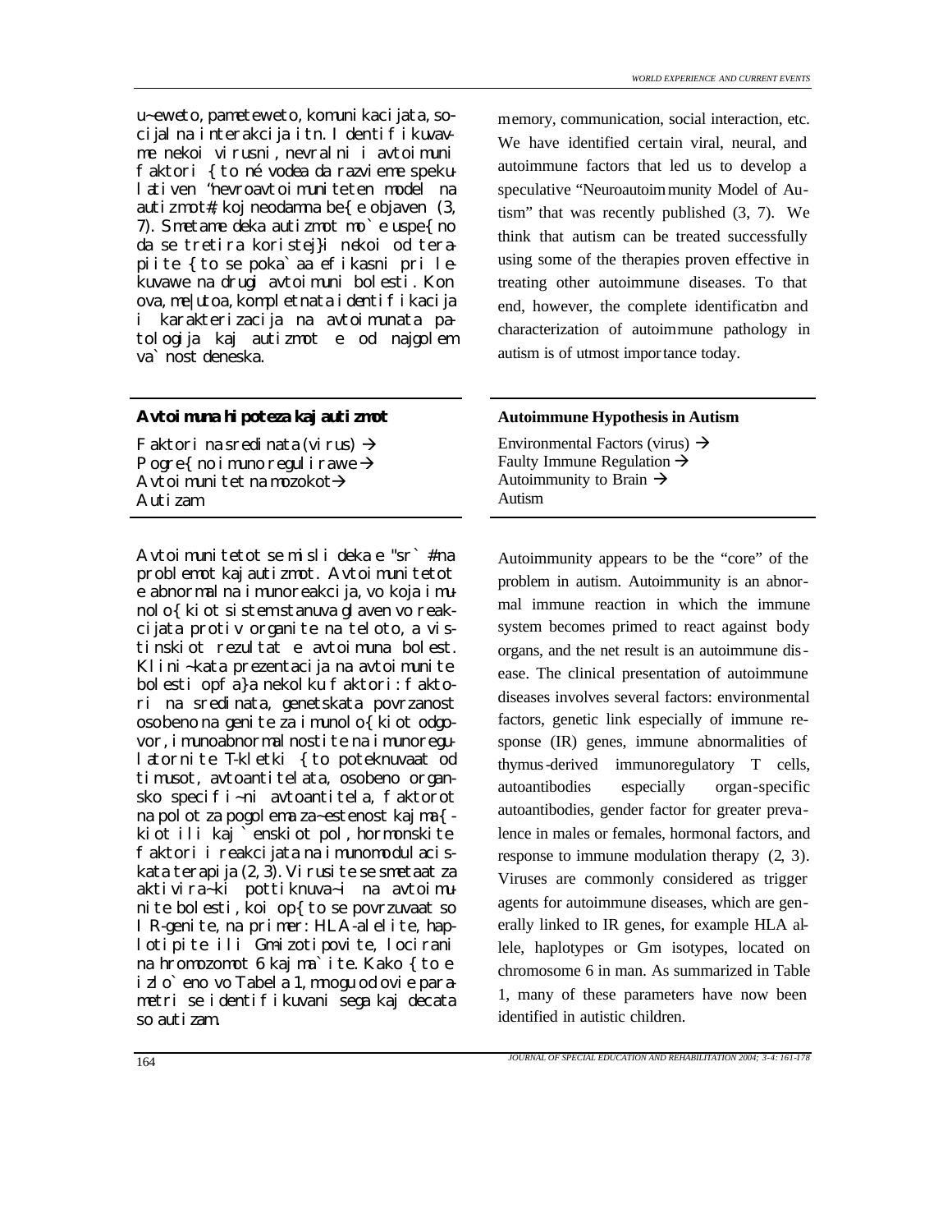u~eweto, pametewe to, komunikacijata, socijalna interakcija itn. Identifikuvavme nekoi virusni, nevralni i avtoimuni faktori {to né vodea da razvieme spekulativen "nevroavtoimuniteten model na autizmot#, koj neodamna be{e objaven (3, 7). Smetame deka autizmot mo`e uspe{no da se tretira koristej}i nekoi od terapiite {to se poka`aa efikasni pri lekuvawe na drugi avtoimuni bolesti. Kon ova, me|utoa, kompletnata identifikacija i karakterizacija na avtoimunata patologija kaj autizmot e od najgolem va`nost deneska.

memory, communication, social interaction, etc. We have identified certain viral, neural, and autoimmune factors that led us to develop a speculative "Neuroautoimmunity Model of Autism" that was recently published (3, 7). We think that autism can be treated successfully using some of the therapies proven effective in treating other autoimmune diseases. To that end, however, the complete identification and characterization of autoimmune pathology in autism is of utmost importance today.

**Avtoimuna hipoteza kaj autizmot**

Faktori na sredinata (virus) →
Pogre{no imuno regulirawe →
Avtoimunitet na mozokot →
Autizam

**Autoimmune Hypothesis in Autism**

Environmental Factors (virus) →
Faulty Immune Regulation →
Autoimmunity to Brain →
Autism

Avtoimunitetot se misli deka e "sr`#na problemot kaj autizmot. Avtoimunitetot e abnormalna imunoreakcija, vo koja imunolo{kiot sistem stanuva glaven vo reakcijata protiv organite na teloto, a vistinskiot rezultat e avtoimuna bolest. Klini~kata prezentacija na avtoimunite bolesti opfa}a nekolku faktori: faktori na sredinata, genetskata povrzanost osobeno na genite za imunolo{kiot odgovor, imunoabnormalnostite na imunoregulatornite T-kletki {to poteknuvaat od timusot, avtoantitelata, osobeno organsko specifi~ni avtoantitela, faktorot na polot za pogolema za~estenost kaj ma{kiot ili kaj `enskiot pol, hormonskite faktori i reakcijata na imunomodulaciskata terapija (2, 3). Virusite se smetaat za aktivira~ki pottiknuva~i na avtoimunite bolesti, koi op{to se povrzuvaat so IR-genite, na primer: HLA-alelite, haplotipite ili Gm-izotipovite, locirani na hromozomot 6 kaj ma`ite. Kako {to e izlo`eno vo Tabela 1, mnogu od ovie parametri se identifikuvani sega kaj decata so autizam.

Autoimmunity appears to be the "core" of the problem in autism. Autoimmunity is an abnormal immune reaction in which the immune system becomes primed to react against body organs, and the net result is an autoimmune disease. The clinical presentation of autoimmune diseases involves several factors: environmental factors, genetic link especially of immune response (IR) genes, immune abnormalities of thymus-derived immunoregulatory T cells, autoantibodies especially organ-specific autoantibodies, gender factor for greater prevalence in males or females, hormonal factors, and response to immune modulation therapy (2, 3). Viruses are commonly considered as trigger agents for autoimmune diseases, which are generally linked to IR genes, for example HLA allele, haplotypes or Gm isotypes, located on chromosome 6 in man. As summarized in Table 1, many of these parameters have now been identified in autistic children.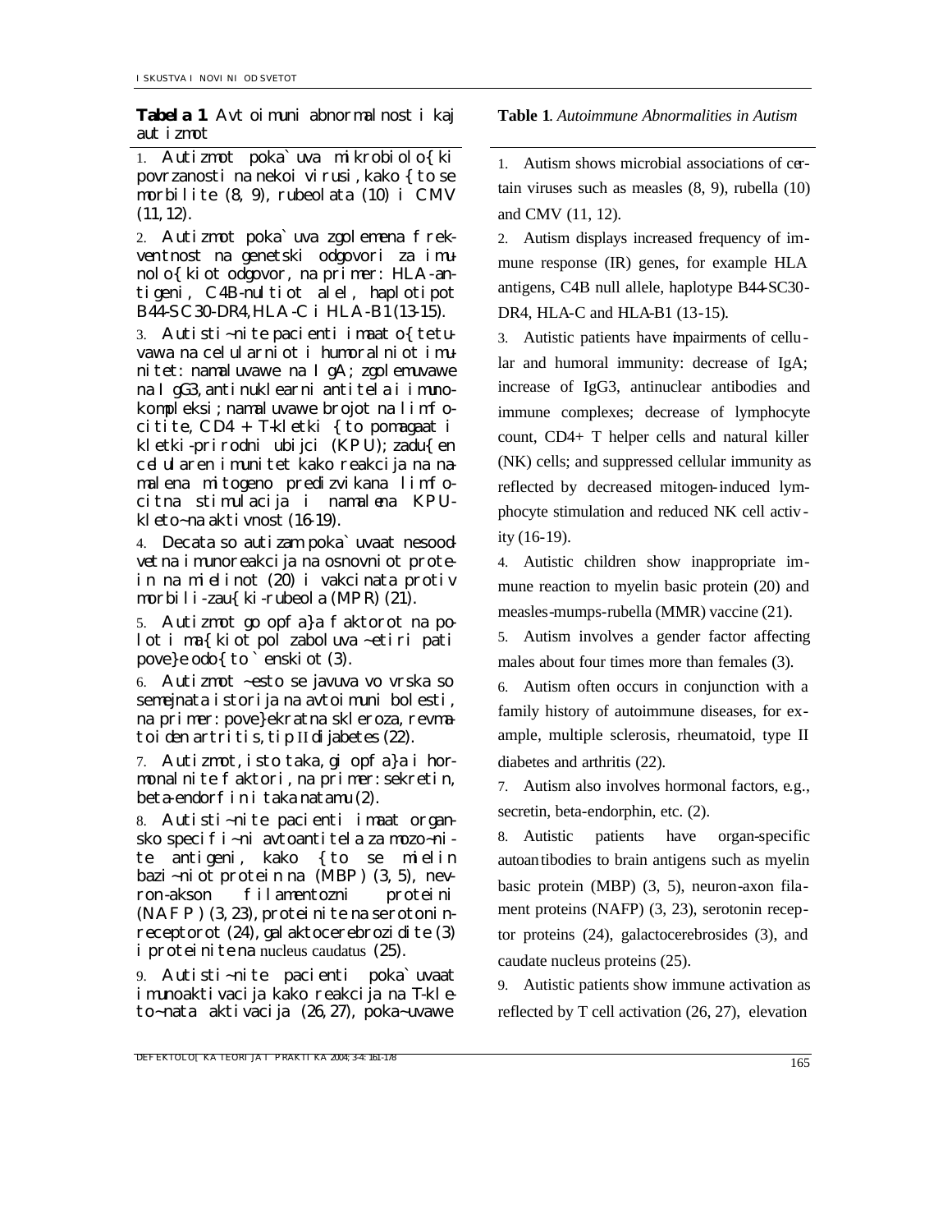**Tabela 1**. Avtoimuni abnormalnosti kaj autizmot

1. Autizmot poka`uva mikrobiolo{ki povrzanosti na nekoi virusi, kako {to se morbilite (8, 9), rubeolata (10) i CMV (11, 12).

2. Autizmot poka`uva zgolemena frekventnost na genetski odgovori za imunolo{kiot odgovor, na primer: HLA-antigeni, C4B-nultiot alel, haplotipot B44-SC30-DR4, HLA-C i HLA-B1 (13-15).

3. Autisti~nite pacienti imaat o{tetuvawa na celularniot i humoralniot imunitet: namaluvawe na IgA; zgolemuvawe na IgG3, antinuklearni antitela i imunokompleksi; namaluvawe brojot na limfocitite, CD4 + T-kletki {to pomagaat i kletki-prirodni ubijci (KPU); zadu{en celularen imunitet kako reakcija na namalena mitogeno predizvikana limfocitna stimulacija i namalena KPU-kleto~na aktivnost (16-19).

4. Decata so autizam poka`uvaat nesoodvetna imunoreakcija na osnovniot protein na mielinot (20) i vakcinata protiv morbili-zau{ki-rubeola (MPR) (21).

5. Autizmot go opfa}a faktorot na polot i ma{kiot pol zaboluva ~etiri pati pove}e odo{to `enskiot (3).

6. Autizmot ~esto se javuva vo vrska so semejnata istorija na avtoimuni bolesti, na primer: pove}ekratna skleroza, revmatoiden artritis, tip II dijabetes (22).

7. Autizmot, isto taka, gi opfa}a i hormonalnite faktori, na primer: sekretin, beta-endorfin i taka natamu (2).

8. Autisti~nite pacienti imaat organsko specifi~ni avtoantitela za mozo~nite antigeni, kako {to se mielin bazi~niot protein na (MBP) (3, 5), nevron-akson filamentozni proteini (NAFP) (3, 23), proteinite na serotonin-receptorot (24), galaktocerebrozidite (3) i proteinite na nucleus caudatus (25).

9. Autisti~nite pacienti poka`uvaat imunoaktivacija kako reakcija na T-kleto~nata aktivacija (26, 27), poka~uvawe

**Table 1**. *Autoimmune Abnormalities in Autism*

1. Autism shows microbial associations of certain viruses such as measles (8, 9), rubella (10) and CMV (11, 12).

2. Autism displays increased frequency of immune response (IR) genes, for example HLA antigens, C4B null allele, haplotype B44-SC30-DR4, HLA-C and HLA-B1 (13-15).

3. Autistic patients have impairments of cellular and humoral immunity: decrease of IgA; increase of IgG3, antinuclear antibodies and immune complexes; decrease of lymphocyte count, CD4+ T helper cells and natural killer (NK) cells; and suppressed cellular immunity as reflected by decreased mitogen-induced lymphocyte stimulation and reduced NK cell activity (16-19).

4. Autistic children show inappropriate immune reaction to myelin basic protein (20) and measles-mumps-rubella (MMR) vaccine (21).

5. Autism involves a gender factor affecting males about four times more than females (3).

6. Autism often occurs in conjunction with a family history of autoimmune diseases, for example, multiple sclerosis, rheumatoid, type II diabetes and arthritis (22).

7. Autism also involves hormonal factors, e.g., secretin, beta-endorphin, etc. (2).

8. Autistic patients have organ-specific autoantibodies to brain antigens such as myelin basic protein (MBP) (3, 5), neuron-axon filament proteins (NAFP) (3, 23), serotonin receptor proteins (24), galactocerebrosides (3), and caudate nucleus proteins (25).

9. Autistic patients show immune activation as reflected by T cell activation (26, 27), elevation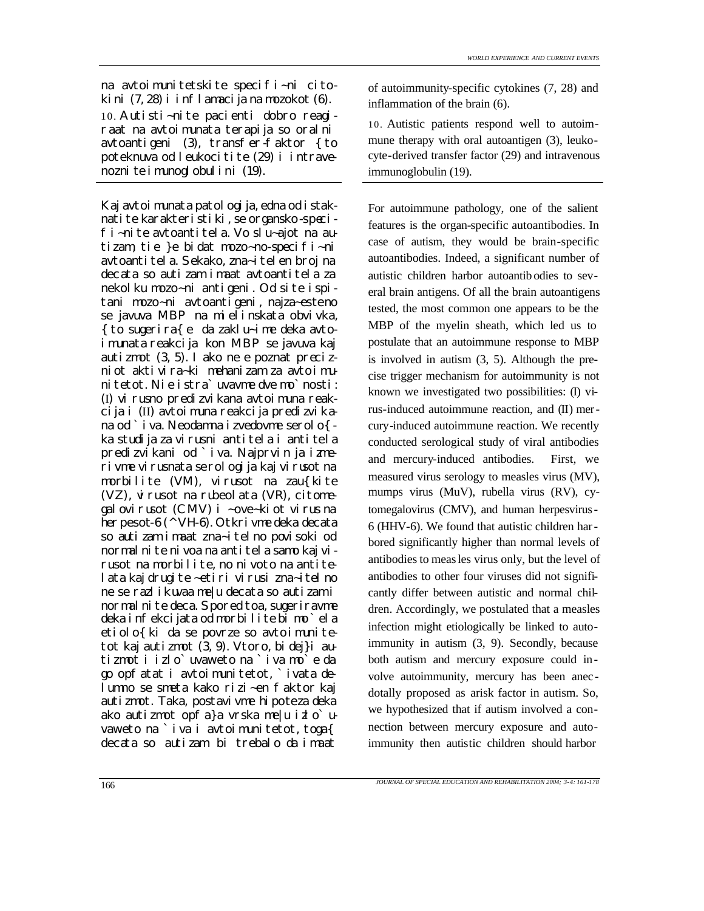na avtoimunitetskite specifi~ni citokini (7, 28) i inflamacija na mozokot (6).

10. Autisti~nite pacienti dobro reagiraat na avtoimunata terapija so oralni avtoantigeni (3), transfer-faktor {to poteknuva od leukocitite (29) i intravenoznite imunoglobulini (19).

Kaj avtoimunata patologija, edna od istaknatite karakteristiki, se organsko-specifi~nite avtoantitela. Vo slu~ajot na autizam, tie }e bidat mozo~no-specifi~ni avtoantitela. Sekako, zna~itelen broj na decata so autizam imaat avtoantitela za nekolku mozo~ni antigeni. Od site ispitani mozo~ni avtoantigeni, najza~esteno se javuva MBP na mielinskata obvivka, {to sugerira{e da zaklu~ime deka avtoimunata reakcija kon MBP se javuva kaj autizmot (3, 5). I ako ne e poznat precizniot aktivira~ki mehanizam za avtoimunitetot. Nie istra`uvavme dve mo`nosti: (I) virusno predizvikana avtoimuna reakcija i (II) avtoimuna reakcija predizvikana od `iva. Neodamna izvedovme serolo{ka studija za virusni antitela i antitela predizvikani od `iva. Najprvin ja izmerivme virusnata serologija kaj virusot na morbilite (VM), virusot na zau{kite (VZ), virusot na rubeolata (VR), citomegalovirusot (CMV) i ~ove~kiot virus na herpesot-6 (^VH-6). Otkrivme deka decata so autizam imaat zna~itelno povisoki od normalnite nivoa na antitela samo kaj virusot na morbilite, no nivoto na antitelata kaj drugite ~etiri virusi zna~itelno ne se razlikuvaa me|u decata so autizam i normalnite deca. Spored toa, sugeriravme deka infekcijata od morbilite bi mo`ela etiolo{ki da se povrze so avtoimunitetot kaj autizmot (3, 9). Vtoro, bidej}i autizmot i izlo`uvaweto na `iva mo`e da go opfatat i avtoimunitetot, `ivata delumno se smeta kako rizi~en faktor kaj autizmot. Taka, postavivme hipoteza deka ako autizmot opfa}a vrska me|u izlo`uvaweto na `iva i avtoimunitetot, toga{ decata so autizam bi trebalo da imaat

of autoimmunity-specific cytokines (7, 28) and inflammation of the brain (6).

10. Autistic patients respond well to autoimmune therapy with oral autoantigen (3), leukocyte-derived transfer factor (29) and intravenous immunoglobulin (19).

For autoimmune pathology, one of the salient features is the organ-specific autoantibodies. In case of autism, they would be brain-specific autoantibodies. Indeed, a significant number of autistic children harbor autoantibodies to several brain antigens. Of all the brain autoantigens tested, the most common one appears to be the MBP of the myelin sheath, which led us to postulate that an autoimmune response to MBP is involved in autism (3, 5). Although the precise trigger mechanism for autoimmunity is not known we investigated two possibilities: (I) virus-induced autoimmune reaction, and (II) mercury-induced autoimmune reaction. We recently conducted serological study of viral antibodies and mercury-induced antibodies. First, we measured virus serology to measles virus (MV), mumps virus (MuV), rubella virus (RV), cytomegalovirus (CMV), and human herpesvirus-6 (HHV-6). We found that autistic children harbored significantly higher than normal levels of antibodies to measles virus only, but the level of antibodies to other four viruses did not significantly differ between autistic and normal children. Accordingly, we postulated that a measles infection might etiologically be linked to autoimmunity in autism (3, 9). Secondly, because both autism and mercury exposure could involve autoimmunity, mercury has been anecdotally proposed as arisk factor in autism. So, we hypothesized that if autism involved a connection between mercury exposure and autoimmunity then autistic children should harbor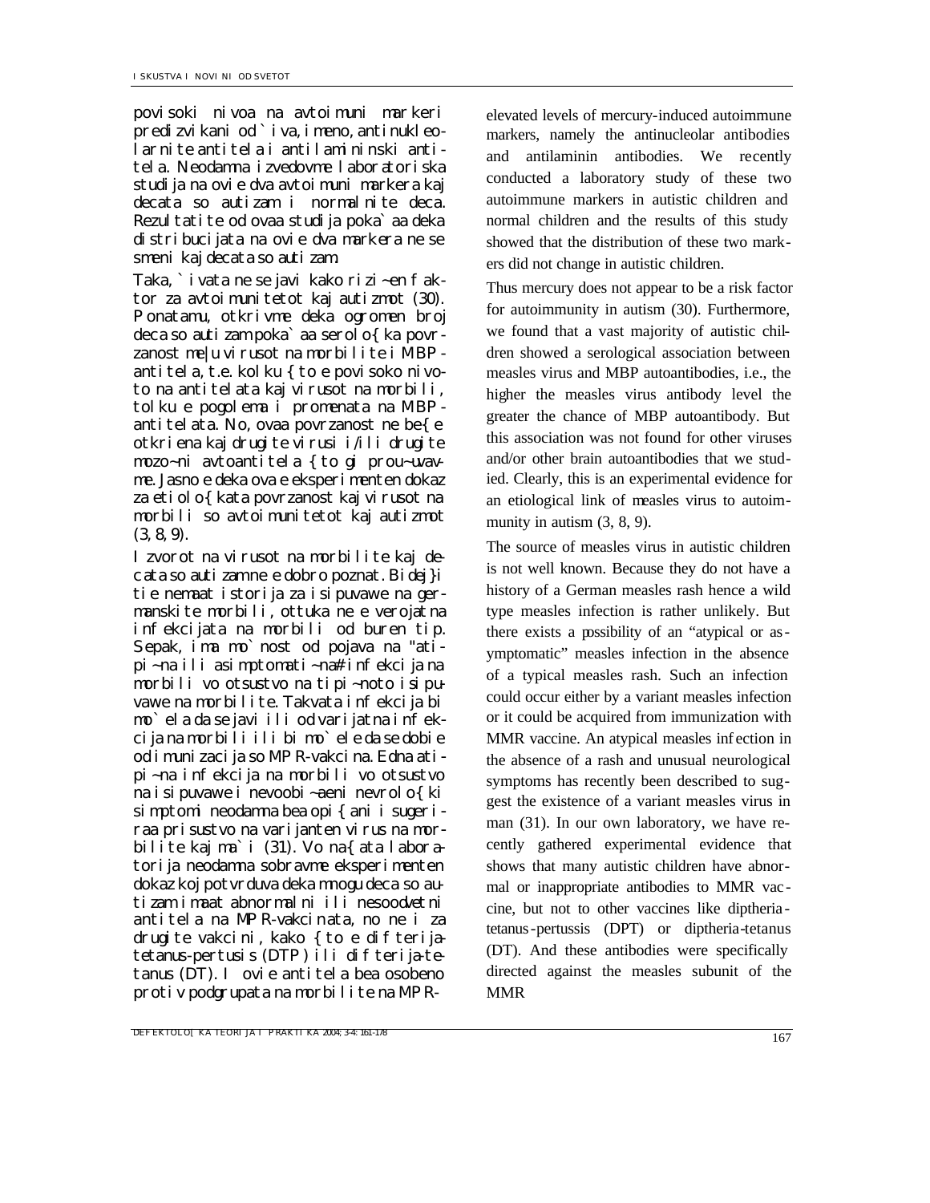povisoki nivoa na avtoimuni markeri predizvikani od `iva, imeno, antinukleolarnite antitela i antilamininski antitela. Neodamna izvedovme laboratoriska studija na ovie dva avtoimuni markera kaj decata so autizam i normalnite deca. Rezultatite od ovaa studija poka`aa deka distribucijata na ovie dva markera ne se smeni kaj decata so autizam.

Taka, `ivata ne se javi kako rizi~en faktor za avtoimunitetot kaj autizmot (30). Ponatamu, otkrivme deka ogromen broj deca so autizam poka`aa serolo{ka povrzanost me|u virusot na morbilite i MBP-antitela, t.e. kolku {to e povisoko nivoto na antitelata kaj virusot na morbili, tolku e pogolema i promenata na MBP-antitelata. No, ovaa povrzanost ne be{e otkriena kaj drugite virusi i/ili drugite mozo~ni avtoantitela {to gi prou~uvavme. Jasno e deka ova e eksperimenten dokaz za etiolo{kata povrzanost kaj virusot na morbili so avtoimunitetot kaj autizmot (3, 8, 9).

Izvorot na virusot na morbilite kaj decata so autizam ne e dobro poznat. Bidej}i tie nemaat istorija za isipuvawe na germanskite morbili, ottuka ne e verojatna infekcijata na morbili od buren tip. Sepak, ima mo`nost od pojava na "atipi~na ili asimptomati~na" infekcija na morbili vo otsustvo na tipi~noto isipuvawe na morbilite. Takvata infekcija bi mo`ela da se javi ili od varijatna infekcija na morbili ili bi mo`ele da se dobie od imunizacija so MPR-vakcina. Edna atipi~na infekcija na morbili vo otsustvo na isipuvawe i nevoobi~aeni nevrolo{ki simptomi neodamna bea opi{ani i sugeriraa prisustvo na varijanten virus na morbilite kaj ma`i (31). Vo na{ata laboratorija neodamna sobravme eksperimenten dokaz koj potvrduva deka mnogu deca so autizam imaat abnormalni ili nesoodvetni antitela na MPR-vakcinata, no ne i za drugite vakcini, kako {to e difterija-tetanus-pertusis (DTP) ili difterija-tetanus (DT). I ovie antitela bea osobeno protiv podgrupata na morbilite na MPR-

elevated levels of mercury-induced autoimmune markers, namely the antinucleolar antibodies and antilaminin antibodies. We recently conducted a laboratory study of these two autoimmune markers in autistic children and normal children and the results of this study showed that the distribution of these two markers did not change in autistic children.

Thus mercury does not appear to be a risk factor for autoimmunity in autism (30). Furthermore, we found that a vast majority of autistic children showed a serological association between measles virus and MBP autoantibodies, i.e., the higher the measles virus antibody level the greater the chance of MBP autoantibody. But this association was not found for other viruses and/or other brain autoantibodies that we studied. Clearly, this is an experimental evidence for an etiological link of measles virus to autoimmunity in autism (3, 8, 9).

The source of measles virus in autistic children is not well known. Because they do not have a history of a German measles rash hence a wild type measles infection is rather unlikely. But there exists a possibility of an "atypical or asymptomatic" measles infection in the absence of a typical measles rash. Such an infection could occur either by a variant measles infection or it could be acquired from immunization with MMR vaccine. An atypical measles infection in the absence of a rash and unusual neurological symptoms has recently been described to suggest the existence of a variant measles virus in man (31). In our own laboratory, we have recently gathered experimental evidence that shows that many autistic children have abnormal or inappropriate antibodies to MMR vaccine, but not to other vaccines like diptheria-tetanus-pertussis (DPT) or diptheria-tetanus (DT). And these antibodies were specifically directed against the measles subunit of the MMR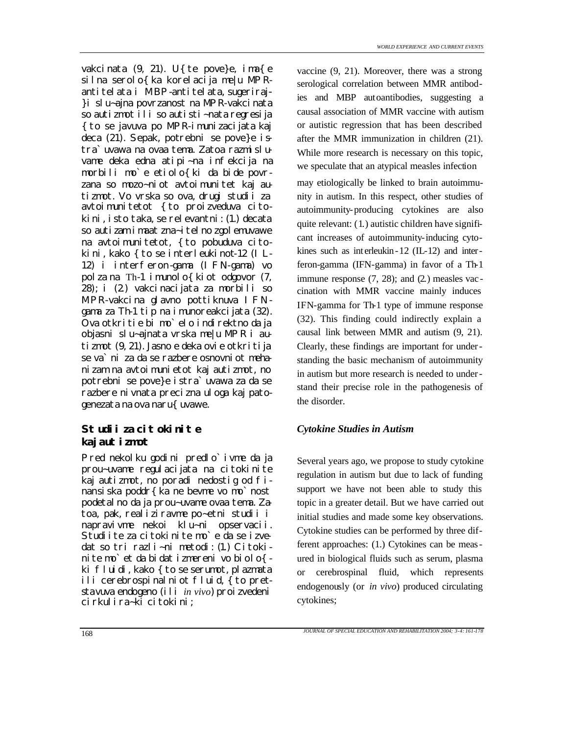vakcinata (9, 21). U{te pove}e, ima{e silna serolo{ka korelacija me|u MPR-antitelata i MBP-antitelata, sugeriraj}i slu~ajna povrzanost na MPR-vakcinata so autizmot ili so autisti~nata regresija {to se javuva po MPR-imunizacijata kaj deca (21). Sepak, potrebni se pove}e istra`uvawa na ovaa tema. Zatoa razmisluvame deka edna atipi~na infekcija na morbili mo`e etiolo{ki da bide povrzana so mozo~niot avtoimunitet kaj autizmot. Vo vrska so ova, drugi studii za avtoimunitetot {to proizveduva citokini, isto taka, se relevantni: (1.) decata so autizam imaat zna~itelno zgolemuvawe na avtoimunitetot, {to pobuduva citokini, kako {to se interleukinot-12 (IL-12) i interferon-gama (IFN-gama) vo polza na Th-1 imunolo{kiot odgovor (7, 28); i (2.) vakcinacijata za morbili so MPR-vakcina glavno pottiknuva IFN-gama za Th-1 tip na imunoreakcijata (32). Ova otkritie bi mo`elo indirektno da ja objasni slu~ajnata vrska me|u MPR i autizmot (9, 21). Jasno e deka ovie otkritija se va`ni za da se razbere osnovniot mehanizam na avtoimunietot kaj autizmot, no potrebni se pove}e istra`uvawa za da se razbere nivnata precizna uloga kaj patogenezata na ova naru{uvawe.

## Studii za citokinite kaj autizmot

Pred nekolku godini predlo`ivme da ja prou~uvame regulacijata na citokinite kaj autizmot, no poradi nedostig od finansiska poddr{ka ne bevme vo mo`nost podetalno da ja prou~uvame ovaa tema. Zatoa, pak, realiziravme po~etni studii i napravivme nekoi klu~ni opservacii. Studiite za citokinite mo`e da se izvedat so tri razli~ni metodi: (1.) Citokinite mo`et da bidat izmereni vo biolo{ki fluidi, kako {to se serumot, plazmata ili cerebrospinalniot fluid, {to pretstavuva endogeno (ili *in vivo*) proizvedeni cirkulira~ki citokini;

vaccine (9, 21). Moreover, there was a strong serological correlation between MMR antibodies and MBP autoantibodies, suggesting a causal association of MMR vaccine with autism or autistic regression that has been described after the MMR immunization in children (21). While more research is necessary on this topic, we speculate that an atypical measles infection may etiologically be linked to brain autoimmunity in autism. In this respect, other studies of autoimmunity-producing cytokines are also quite relevant: (1.) autistic children have significant increases of autoimmunity-inducing cytokines such as interleukin-12 (IL-12) and interferon-gamma (IFN-gamma) in favor of a Th-1 immune response (7, 28); and (2.) measles vaccination with MMR vaccine mainly induces IFN-gamma for Th-1 type of immune response (32). This finding could indirectly explain a causal link between MMR and autism (9, 21). Clearly, these findings are important for understanding the basic mechanism of autoimmunity in autism but more research is needed to understand their precise role in the pathogenesis of the disorder.

## *Cytokine Studies in Autism*

Several years ago, we propose to study cytokine regulation in autism but due to lack of funding support we have not been able to study this topic in a greater detail. But we have carried out initial studies and made some key observations. Cytokine studies can be performed by three different approaches: (1.) Cytokines can be measured in biological fluids such as serum, plasma or cerebrospinal fluid, which represents endogenously (or *in vivo*) produced circulating cytokines;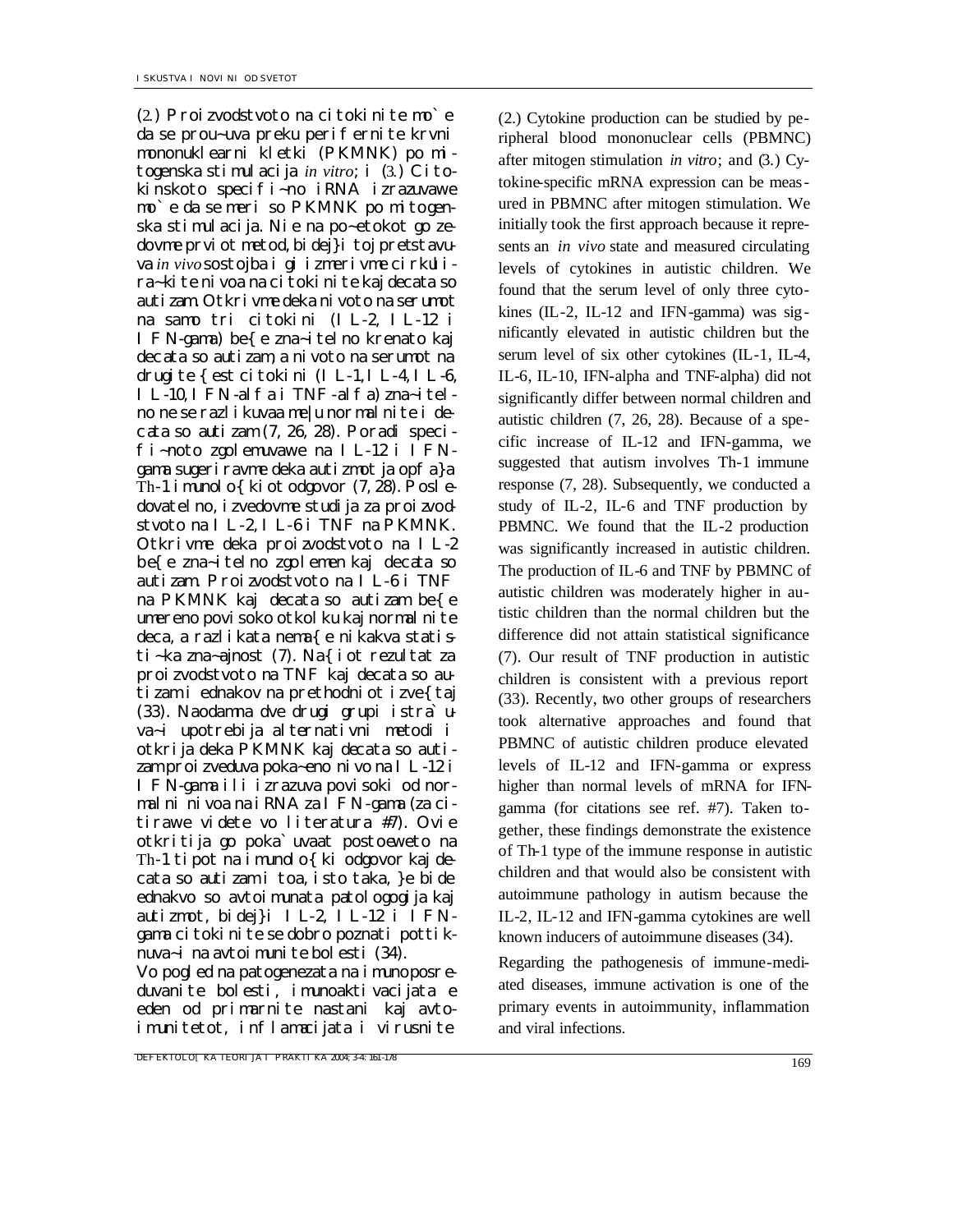(2.) Proizvodstvoto na citokinite mo`e da se prou~uva preku perifernite krvni mononukl earni kletki (PKMNK) po mitogenska stimulacija *in vitro*; i (3.) Citokinskoto specifi~no iRNA izrazuvawe mo`e da se meri so PKMNK po mitogenska stimulacija. Nie na po~etokot go zedovme prviot metod, bidej}i toj pretstavuva *in vivo* sostojba i gi izmerivme cirkulira~kite nivoa na citokinite kaj decata so autizam. Otkrivme deka nivoto na serumot na samo tri citokini (IL-2, IL-12 i IFN-gama) be{e zna~itelno krenato kaj decata so autizam, a nivoto na serumot na drugite {est citokini (IL-1, IL-4, IL-6, IL-10, IFN-alfa i TNF-alfa) zna~itelno ne se razlikuvaa me|u normalnite i decata so autizam (7, 26, 28). Poradi specifi~noto zgolemuvawe na IL-12 i IFN-gama sugeriravme deka autizmot ja opfa}a Th-1 imunolo{kiot odgovor (7, 28). Posledovatelno, izvedovme studija za proizvodstvoto na IL-2, IL-6 i TNF na PKMNK. Otkrivme deka proizvodstvoto na IL-2 be{e zna~itelno zgolemen kaj decata so autizam. Proizvodstvoto na IL-6 i TNF na PKMNK kaj decata so autizam be{e umereno povisoko otkolku kaj normalnite deca, a razlikata nema{e nikakva statisti~ka zna~ajnost (7). Na{iot rezultat za proizvodstvoto na TNF kaj decata so autizam i ednakov na prethodniot izve{taj (33). Naodamna dve drugi grupi istra`uva~i upotrebija alternativni metodi i otkrija deka PKMNK kaj decata so autizam proizveduva poka~eno nivo na IL-12 i IFN-gama ili izrazuva povisoki od normalni nivoa na iRNA za IFN-gama (za citirawe videte vo literatura #7). Ovie otkritija go poka`uvaat postoeweto na Th-1 tipot na imunolo{ki odgovor kaj decata so autizam i toa, isto taka, }e bide ednakvo so avtoimunata patologogija kaj autizmot, bidej}i IL-2, IL-12 i IFN-gama citokinite se dobro poznati pottiknuva~i na avtoimunite bolesti (34).

Vo pogled na patogenezata na imunoposreduvanite bolesti, imunoaktivacijata e eden od primarnite nastani kaj avtoimunitetot, inflamacijata i virusnite

(2.) Cytokine production can be studied by peripheral blood mononuclear cells (PBMNC) after mitogen stimulation *in vitro*; and (3.) Cytokine-specific mRNA expression can be measured in PBMNC after mitogen stimulation. We initially took the first approach because it represents an *in vivo* state and measured circulating levels of cytokines in autistic children. We found that the serum level of only three cytokines (IL-2, IL-12 and IFN-gamma) was significantly elevated in autistic children but the serum level of six other cytokines (IL-1, IL-4, IL-6, IL-10, IFN-alpha and TNF-alpha) did not significantly differ between normal children and autistic children (7, 26, 28). Because of a specific increase of IL-12 and IFN-gamma, we suggested that autism involves Th-1 immune response (7, 28). Subsequently, we conducted a study of IL-2, IL-6 and TNF production by PBMNC. We found that the IL-2 production was significantly increased in autistic children. The production of IL-6 and TNF by PBMNC of autistic children was moderately higher in autistic children than the normal children but the difference did not attain statistical significance (7). Our result of TNF production in autistic children is consistent with a previous report (33). Recently, two other groups of researchers took alternative approaches and found that PBMNC of autistic children produce elevated levels of IL-12 and IFN-gamma or express higher than normal levels of mRNA for IFN-gamma (for citations see ref. #7). Taken together, these findings demonstrate the existence of Th-1 type of the immune response in autistic children and that would also be consistent with autoimmune pathology in autism because the IL-2, IL-12 and IFN-gamma cytokines are well known inducers of autoimmune diseases (34).

Regarding the pathogenesis of immune-mediated diseases, immune activation is one of the primary events in autoimmunity, inflammation and viral infections.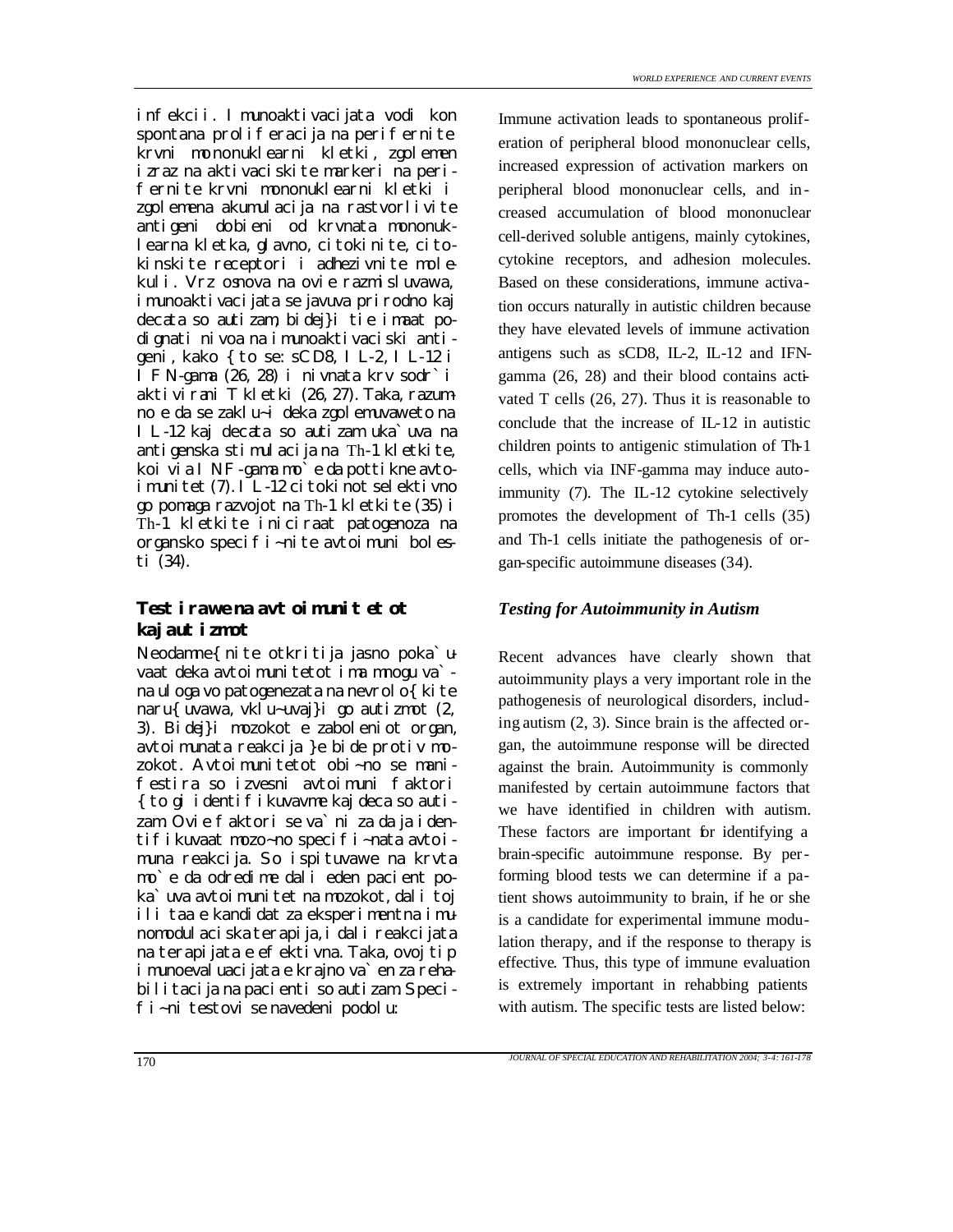infekcii. Imunoaktivacijata vodi kon spontana proliferacija na perifernite krvni mononuklearni kletki, zgolemen izraz na aktivaciskite markeri na perifernite krvni mononuklearni kletki i zgolemena akumulacija na rastvorlivite antigeni dobieni od krvnata mononuklearna kletka, glavno, citokinite, citokinskite receptori i adhezivnite molekuli. Vrz osnova na ovie razmisluvawa, imunoaktivacijata se javuva prirodno kaj decata so autizam, bidej}i tie imaat podignati nivoa na imunoaktivaciski antigeni, kako {to se: sCD8, IL-2, IL-12 i IFN-gama (26, 28) i nivnata krv sodr`i aktivirani T kletki (26, 27). Taka, razumno e da se zaklu~i deka zgolemuvaweto na IL-12 kaj decata so autizam uka`uva na antigenska stimulacija na Th-1 kletkite, koi via INF-gama mo`e da pottikne avtoimunitet (7). IL-12 citokinot selektivno go pomaga razvojot na Th-1 kletkite (35) i Th-1 kletkite iniciraat patogenoza na organsko specifi~nite avtoimuni bolesti (34).

## Testirawe na avtoimunitetot kaj autizmot

Neodamne{nite otkritija jasno poka`uvaat deka avtoimunitetot ima mnogu va`na uloga vo patogenezata na nevrolo{kite naru{uvawa, vklu~uvaj}i go autizmot (2, 3). Bidej}i mozokot e zaboleniot organ, avtoimunata reakcija }e bide protiv mozokot. Avtoimunitetot obi~no se manifestira so izvesni avtoimuni faktori {to gi identifikuvavme kaj deca so autizam. Ovie faktori se va`ni za da ja identifikuvaat mozo~no specifi~nata avtoimuna reakcija. So ispituvawe na krvta mo`e da odredime dali eden pacient poka`uva avtoimunitet na mozokot, dali toj ili taa e kandidat za eksperimentna imunomodulaciska terapija, i dali reakcijata na terapijata e efektivna. Taka, ovoj tip imunoevaluacijata e krajno va`en za rehabilitacija na pacienti so autizam. Specifi~ni testovi se navedeni podolu:

Immune activation leads to spontaneous proliferation of peripheral blood mononuclear cells, increased expression of activation markers on peripheral blood mononuclear cells, and increased accumulation of blood mononuclear cell-derived soluble antigens, mainly cytokines, cytokine receptors, and adhesion molecules. Based on these considerations, immune activation occurs naturally in autistic children because they have elevated levels of immune activation antigens such as sCD8, IL-2, IL-12 and IFN-gamma (26, 28) and their blood contains activated T cells (26, 27). Thus it is reasonable to conclude that the increase of IL-12 in autistic children points to antigenic stimulation of Th-1 cells, which via INF-gamma may induce autoimmunity (7). The IL-12 cytokine selectively promotes the development of Th-1 cells (35) and Th-1 cells initiate the pathogenesis of organ-specific autoimmune diseases (34).

## *Testing for Autoimmunity in Autism*

Recent advances have clearly shown that autoimmunity plays a very important role in the pathogenesis of neurological disorders, including autism (2, 3). Since brain is the affected organ, the autoimmune response will be directed against the brain. Autoimmunity is commonly manifested by certain autoimmune factors that we have identified in children with autism. These factors are important for identifying a brain-specific autoimmune response. By performing blood tests we can determine if a patient shows autoimmunity to brain, if he or she is a candidate for experimental immune modulation therapy, and if the response to therapy is effective. Thus, this type of immune evaluation is extremely important in rehabbing patients with autism. The specific tests are listed below: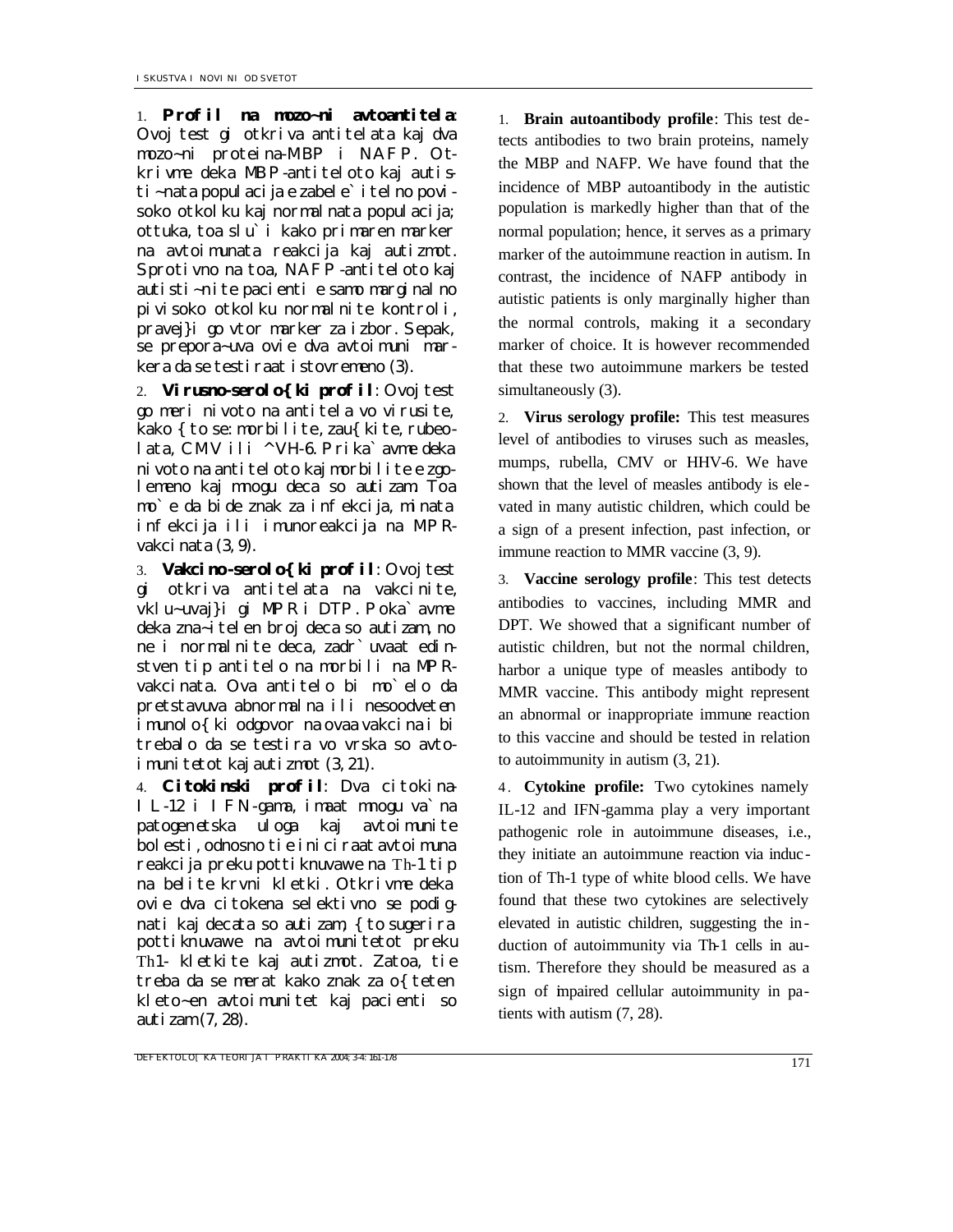1. **Profil na mozo~ni avtoantitela**: Ovoj test gi otkriva antitelata kaj dva mozo~ni proteina-MBP i NAFP. Otkrivme deka MBP-antiteloto kaj autisti~nata populacija e zabele`itelno povisoko otkolku kaj normalnata populacija; ottuka, toa slu`i kako primaren marker na avtoimunata reakcija kaj autizmot. Sprotivno na toa, NAFP-antiteloto kaj autisti~nite pacienti e samo marginalno pivisoko otkolku normalnite kontroli, pravej}i go vtor marker za izbor. Sepak, se prepora~uva ovie dva avtoimuni markera da se testiraat istovremeno (3).

2. **Virusno-serolo{ki profil**: Ovoj test go meri nivoto na antitela vo virusite, kako {to se: morbilite, zau{kite, rubeolata, CMV ili ^VH-6. Prika`avme deka nivoto na antiteloto kaj morbilite e zgolemeno kaj mnogu deca so autizam. Toa mo`e da bide znak za infekcija, minata infekcija ili imunoreakcija na MPR-vakcinata (3, 9).

3. **Vakcino-serolo{ki profil**: Ovoj test gi otkriva antitelata na vakcinite, vklu~uvaj}i gi MPR i DTP. Poka`avme deka zna~itelen broj deca so autizam, no ne i normalnite deca, zadr`uvaat edinstven tip antitelo na morbili na MPR-vakcinata. Ova antitelo bi mo`elo da pretstavuva abnormalna ili nesoodveten imunolo{ki odgovor na ovaa vakcina i bi trebalo da se testira vo vrska so avtoimunitetot kaj autizmot (3, 21).

4. **Citokinski profil**: Dva citokina-IL-12 i IFN-gama, imaat mnogu va`na patogenetska uloga kaj avtoimunite bolesti, odnosno tie iniciraat avtoimuna reakcija preku pottiknuvawe na Th-1 tip na belite krvni kletki. Otkrivme deka ovie dva citokena selektivno se podignati kaj decata so autizam, {to sugerira pottiknuvawe na avtoimunitetot preku Th1- kletkite kaj autizmot. Zatoa, tie treba da se merat kako znak za o{teten kleto~en avtoimunitet kaj pacienti so autizam (7, 28).

1. **Brain autoantibody profile**: This test detects antibodies to two brain proteins, namely the MBP and NAFP. We have found that the incidence of MBP autoantibody in the autistic population is markedly higher than that of the normal population; hence, it serves as a primary marker of the autoimmune reaction in autism. In contrast, the incidence of NAFP antibody in autistic patients is only marginally higher than the normal controls, making it a secondary marker of choice. It is however recommended that these two autoimmune markers be tested simultaneously (3).

2. **Virus serology profile:** This test measures level of antibodies to viruses such as measles, mumps, rubella, CMV or HHV-6. We have shown that the level of measles antibody is elevated in many autistic children, which could be a sign of a present infection, past infection, or immune reaction to MMR vaccine (3, 9).

3. **Vaccine serology profile**: This test detects antibodies to vaccines, including MMR and DPT. We showed that a significant number of autistic children, but not the normal children, harbor a unique type of measles antibody to MMR vaccine. This antibody might represent an abnormal or inappropriate immune reaction to this vaccine and should be tested in relation to autoimmunity in autism (3, 21).

4. **Cytokine profile:** Two cytokines namely IL-12 and IFN-gamma play a very important pathogenic role in autoimmune diseases, i.e., they initiate an autoimmune reaction via induction of Th-1 type of white blood cells. We have found that these two cytokines are selectively elevated in autistic children, suggesting the induction of autoimmunity via Th-1 cells in autism. Therefore they should be measured as a sign of impaired cellular autoimmunity in patients with autism (7, 28).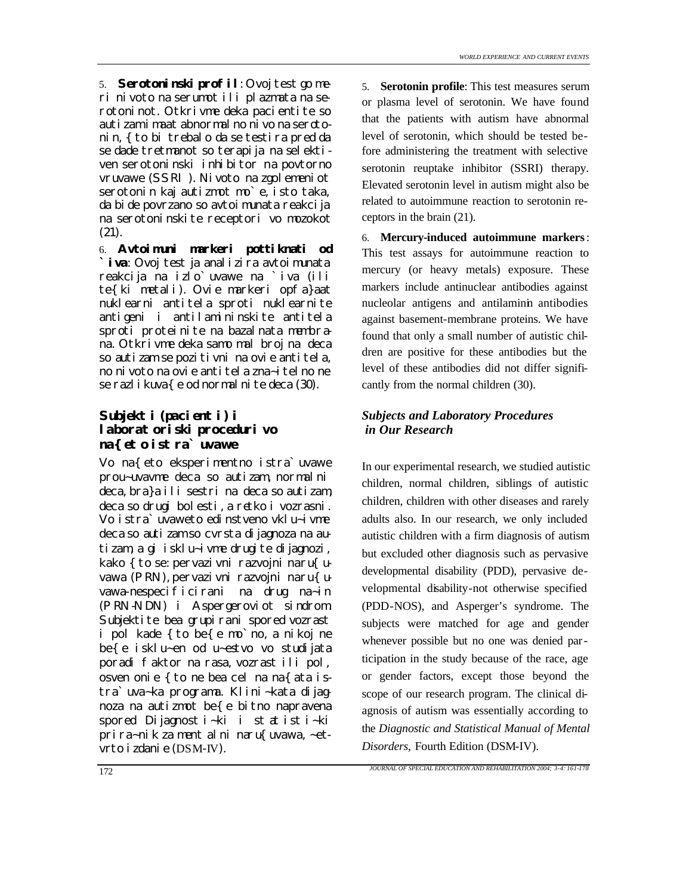5. **Serotoninski profil**: Ovoj test go meri nivoto na serumot ili plazmata na serotoninot. Otkrivme deka pacientite so autizam imaat abnormalno nivo na serotonin, {to bi trebalo da se testira pred da se dade tretmanot so terapija na selektiven serotoninski inhibitor na povtorno vruvawe (SSRI). Nivoto na zgolemeniot serotonin kaj autizmot mo`e, isto taka, da bide povrzano so avtoimunata reakcija na serotoninskite receptori vo mozokot (21).

6. **Avtoimuni markeri pottiknati od `iva**: Ovoj test ja analizira avtoimunata reakcija na izlo`uvawe na `iva (ili te{ki metali). Ovie markeri opfa}aat nuklearni antitela sproti nuklearnite antigeni i antilamininskite antitela sproti proteinite na bazalnata membrana. Otkrivme deka samo mal broj na deca so autizam se pozitivni na ovie antitela, no nivoto na ovie antitela zna~itelno ne se razlikuva{e od normalnite deca (30).

## Subjekti (pacienti) i laboratoriski proceduri vo na{eto istra`uvawe

Vo na{eto eksperimentno istra`uvawe prou~uvavme deca so autizam, normalni deca, bra}a ili sestri na deca so autizam, deca so drugi bolesti, a retko i vozrasni. Vo istra`uvaweto edinstveno vklu~ivme deca so autizam so cvrsta dijagnoza na autizam, a gi isklu~ivme drugite dijagnozi, kako {to se: pervazivni razvojni naru{uvawa (PRN), pervazivni razvojni naru{uvawa-nespecificirani na drug na~in (PRN-NDN) i Aspergeroviot sindrom. Subjektite bea grupirani spored vozrast i pol kade {to be{e mo`no, a nikoj ne be{e isklu~en od u~estvo vo studijata poradi faktor na rasa, vozrast ili pol, osven onie {to ne bea cel na na{ata istra`uva~ka programa. Klini~kata dijagnoza na autizmot be{e bitno napravena spored Dijagnosti~ki i statisti~ki prira~nik za mentalni naru{uvawa, ~etvrto izdanie (DSM-IV).

5. **Serotonin profile**: This test measures serum or plasma level of serotonin. We have found that the patients with autism have abnormal level of serotonin, which should be tested before administering the treatment with selective serotonin reuptake inhibitor (SSRI) therapy. Elevated serotonin level in autism might also be related to autoimmune reaction to serotonin receptors in the brain (21).

6. **Mercury-induced autoimmune markers**: This test assays for autoimmune reaction to mercury (or heavy metals) exposure. These markers include antinuclear antibodies against nucleolar antigens and antilaminin antibodies against basement-membrane proteins. We have found that only a small number of autistic children are positive for these antibodies but the level of these antibodies did not differ significantly from the normal children (30).

## *Subjects and Laboratory Procedures in Our Research*

In our experimental research, we studied autistic children, normal children, siblings of autistic children, children with other diseases and rarely adults also. In our research, we only included autistic children with a firm diagnosis of autism but excluded other diagnosis such as pervasive developmental disability (PDD), pervasive developmental disability-not otherwise specified (PDD-NOS), and Asperger's syndrome. The subjects were matched for age and gender whenever possible but no one was denied participation in the study because of the race, age or gender factors, except those beyond the scope of our research program. The clinical diagnosis of autism was essentially according to the *Diagnostic and Statistical Manual of Mental Disorders,* Fourth Edition (DSM-IV).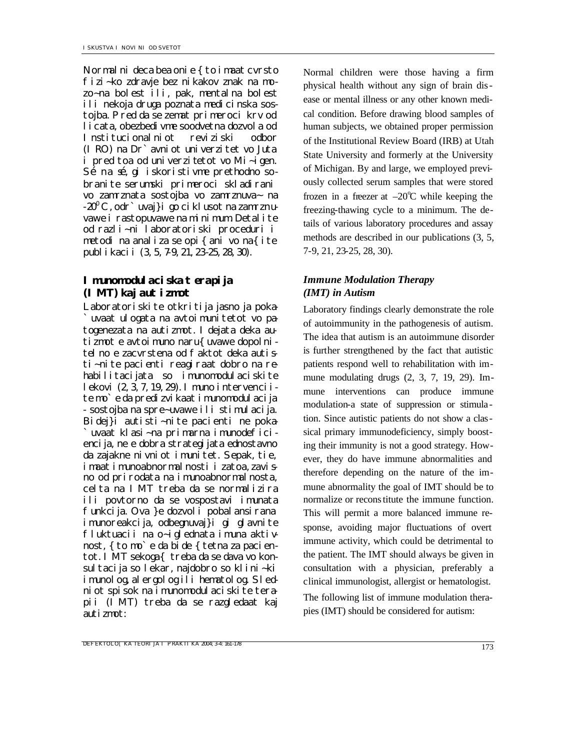Normalni deca bea onie {to imaat cvrsto fizi~ko zdravje bez nikakov znak na mozo~na bolest ili, pak, mentalna bolest ili nekoja druga poznata medicinska sostojba. Pred da se zemat primeroci krv od licata, obezbedivme soodvetna dozvola od Institucionalniot reviziski odbor (IRO) na Dr`avniot univerzitet vo Juta i pred toa od univerzitetot vo Mi~igen. Sé na sé, gi iskoristivme prethodno sobranite serumski primeroci skladirani vo zamrznata sostojba vo zamrznuva~ na -20°C, odr`uvaj}i go ciklusot na zamrznuvawe i rastopuvawe na minimum. Detalite od razli~ni laboratoriski proceduri i metodi na analiza se opi{ani vo na{ite publikacii (3, 5, 7-9, 21, 23-25, 28, 30).

## Imunomodulaciska terapija (IMT) kaj autizmot

Laboratoriskite otkritija jasno ja poka`uvaat ulogata na avtoimunitetot vo patogenezata na autizmot. Idejata deka autizmot e avtoimuno naru{uvawe dopolnitelno e zacvrstena od faktot deka autisti~nite pacienti reagiraat dobro na rehabilitacijata so imunomodulaciskite lekovi (2, 3, 7, 19, 29). Imuno intervenciite mo`e da predizvikaat imunomodulacija - sostojba na spre~uvawe ili stimulacija. Bidej}i autisti~nite pacienti ne poka`uvaat klasi~na primarna imunodeficiencija, ne e dobra strategijata ednostavno da zajakne nivniot imunitet. Sepak, tie, imaat imunoabnormalnosti i zatoa, zavisno od prirodata na imunoabnormalnosta, celta na IMT treba da se normalizira ili povtorno da se vospostavi imunata funkcija. Ova }e dozvoli pobalansirana imunoreakcija, odbegnuvaj}i gi glavnite fluktuacii na o~iglednata imuna aktivnost, {to mo`e da bide {tetna za pacientot. IMT sekoga{ treba da se dava vo konsultacija so lekar, najdobro so klini~ki imunolog, alergolog ili hematolog. Sledniot spisok na imunomodulaciskite terapii (IMT) treba da se razgledaat kaj autizmot:

Normal children were those having a firm physical health without any sign of brain disease or mental illness or any other known medical condition. Before drawing blood samples of human subjects, we obtained proper permission of the Institutional Review Board (IRB) at Utah State University and formerly at the University of Michigan. By and large, we employed previously collected serum samples that were stored frozen in a freezer at –20°C while keeping the freezing-thawing cycle to a minimum. The details of various laboratory procedures and assay methods are described in our publications (3, 5, 7-9, 21, 23-25, 28, 30).

## *Immune Modulation Therapy (IMT) in Autism*

Laboratory findings clearly demonstrate the role of autoimmunity in the pathogenesis of autism. The idea that autism is an autoimmune disorder is further strengthened by the fact that autistic patients respond well to rehabilitation with immune modulating drugs (2, 3, 7, 19, 29). Immune interventions can produce immune modulation-a state of suppression or stimulation. Since autistic patients do not show a classical primary immunodeficiency, simply boosting their immunity is not a good strategy. However, they do have immune abnormalities and therefore depending on the nature of the immune abnormality the goal of IMT should be to normalize or reconstitute the immune function. This will permit a more balanced immune response, avoiding major fluctuations of overt immune activity, which could be detrimental to the patient. The IMT should always be given in consultation with a physician, preferably a clinical immunologist, allergist or hematologist.

The following list of immune modulation therapies (IMT) should be considered for autism: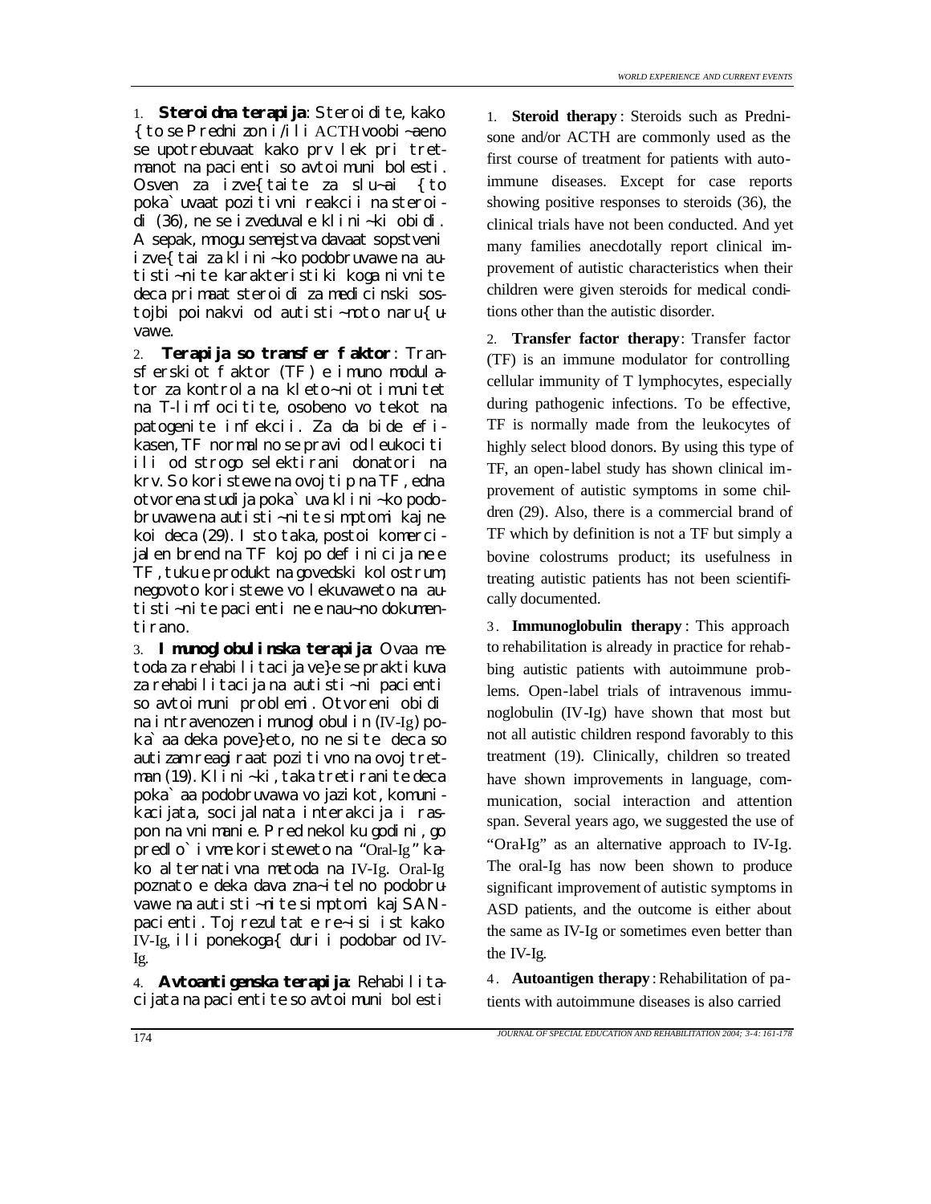1. **Steroidna terapija**: Steroidite, kako {to se Prednizon i/ili ACTH voobi~aeno se upotrebuvaat kako prv lek pri tretmanot na pacienti so avtoimuni bolesti. Osven za izve{taite za slu~ai {to poka`uvaat pozitivni reakcii na steroidi (36), ne se izveduvale klini~ki obidi. A sepak, mnogu semejstva davaat sopstveni izve{tai za klini~ko podobruvawe na autisti~nite karakteristiki koga nivnite deca primaat steroidi za medicinski sostojbi poinakvi od autisti~noto naru{uvawe.

2. **Terapija so transfer faktor**: Transferskiot faktor (TF) e imuno modulator za kontrola na kleto~niot imunitet na T-limfocitite, osobeno vo tekot na patogenite infekcii. Za da bide efikasen, TF normalno se pravi od leukociti ili od strogo selektirani donatori na krv. So koristewe na ovoj tip na TF, edna otvorena studija poka`uva klini~ko podobruvawe na autisti~nite simptomi kaj nekoi deca (29). Isto taka, postoi komercijalen brend na TF koj po definicija ne e TF, tuku e produkt na govedski kolostrum, negovoto koristewe vo lekuvaweto na autisti~nite pacienti ne e nau~no dokumentirano.

3. **Imunoglobulinska terapija**: Ovaa metoda za rehabilitacija ve}e se praktikuva za rehabilitacija na autisti~ni pacienti so avtoimuni problemi. Otvoreni obidi na intravenozen imunoglobulin (IV-Ig) poka`aa deka pove}eto, no ne site deca so autizam reagiraat pozitivno na ovoj tretman (19). Klini~ki, taka tretiranite deca poka`aa podobruvawa vo jazikot, komunikacijata, socijalnata interakcija i raspon na vnimanie. Pred nekolku godini, go predlo`ivme koristeweto na "Oral-Ig" kako alternativna metoda na IV-Ig. Oral-Ig poznato e deka dava zna~itelno podobruvawe na autisti~nite simptomi kaj SAN-pacienti. Toj rezultat e re~isi ist kako IV-Ig, ili ponekoga{ duri i podobar od IV-Ig.

4. **Avtoantigenska terapija**: Rehabilitacijata na pacientite so avtoimuni bolesti

1. **Steroid therapy**: Steroids such as Prednisone and/or ACTH are commonly used as the first course of treatment for patients with autoimmune diseases. Except for case reports showing positive responses to steroids (36), the clinical trials have not been conducted. And yet many families anecdotally report clinical improvement of autistic characteristics when their children were given steroids for medical conditions other than the autistic disorder.

2. **Transfer factor therapy**: Transfer factor (TF) is an immune modulator for controlling cellular immunity of T lymphocytes, especially during pathogenic infections. To be effective, TF is normally made from the leukocytes of highly select blood donors. By using this type of TF, an open-label study has shown clinical improvement of autistic symptoms in some children (29). Also, there is a commercial brand of TF which by definition is not a TF but simply a bovine colostrums product; its usefulness in treating autistic patients has not been scientifically documented.

3. **Immunoglobulin therapy**: This approach to rehabilitation is already in practice for rehabbing autistic patients with autoimmune problems. Open-label trials of intravenous immunoglobulin (IV-Ig) have shown that most but not all autistic children respond favorably to this treatment (19). Clinically, children so treated have shown improvements in language, communication, social interaction and attention span. Several years ago, we suggested the use of "Oral-Ig" as an alternative approach to IV-Ig. The oral-Ig has now been shown to produce significant improvement of autistic symptoms in ASD patients, and the outcome is either about the same as IV-Ig or sometimes even better than the IV-Ig.

4. **Autoantigen therapy**: Rehabilitation of patients with autoimmune diseases is also carried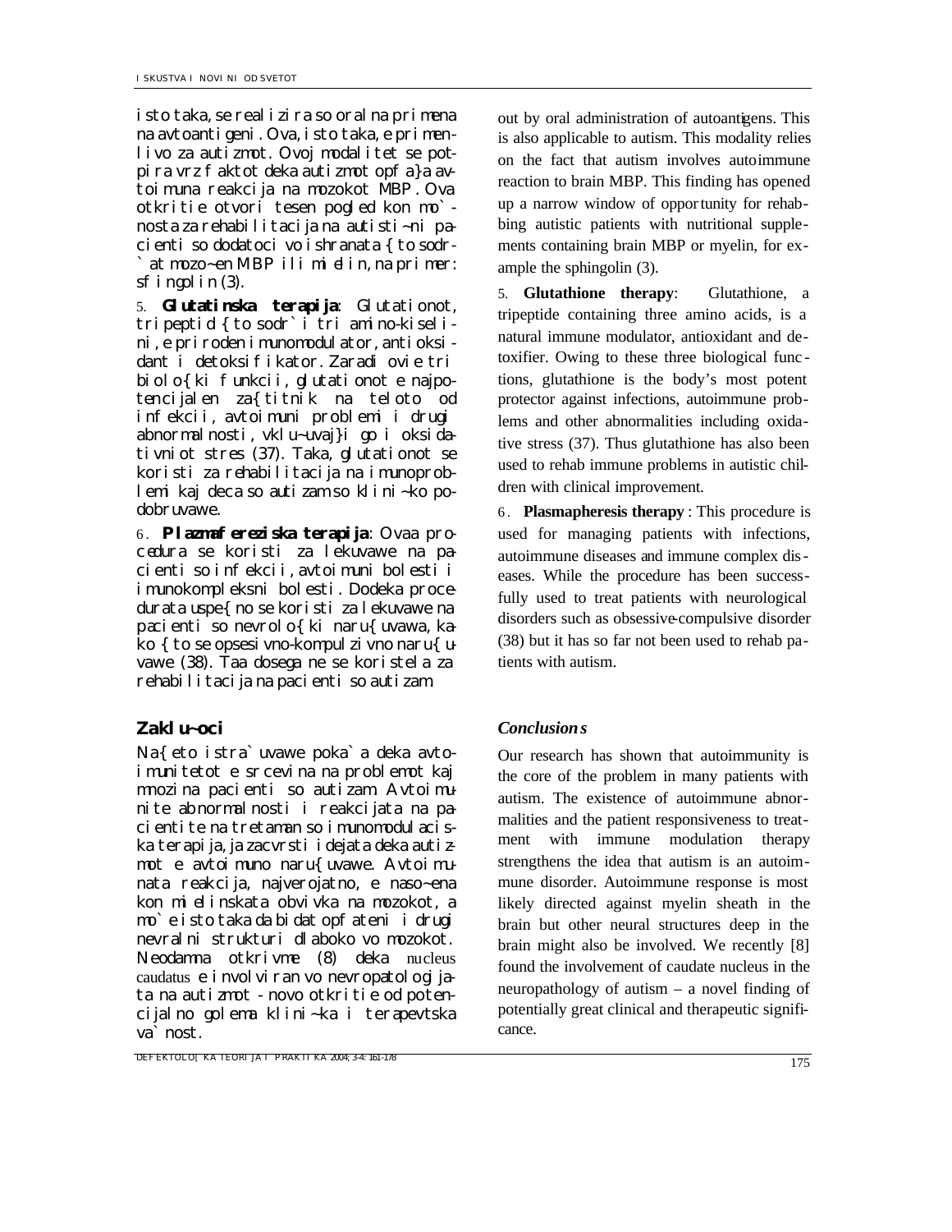isto taka, se realizira so oralna primena na avtoantigeni. Ova, isto taka, e primenlivo za autizmot. Ovoj modalitet se potpira vrz faktot deka autizmot opfa}a avtoimuna reakcija na mozokot MBP. Ova otkritie otvori tesen pogled kon mo`nosta za rehabilitacija na autisti~ni pacienti so dodatoci vo ishranata {to sodr`at mozo~en MBP ili mielin, na primer: sfingolin (3).

5. **Glutatinska terapija**: Glutationot, tripeptid {to sodr`i tri amino-kiselini, e priroden imunomodulator, antioksidant i detoksifikator. Zaradi ovie tri biolo{ki funkcii, glutationot e najpotencijalen za{titnik na teloto od infekcii, avtoimuni problemi i drugi abnormalnosti, vklu~uvaj}i go i oksidativniot stres (37). Taka, glutationot se koristi za rehabilitacija na imunoproblemi kaj deca so autizam so klini~ko podobruvawe.

6. **Plazmafereziska terapija**: Ovaa procedura se koristi za lekuvawe na pacienti so infekcii, avtoimuni bolesti i imunokompleksni bolesti. Dodeka procedurata uspe{no se koristi za lekuvawe na pacienti so nevrolo{ki naru{uvawa, kako {to se opsesivno-kompulzivno naru{uvawe (38). Taa dosega ne se koristela za rehabilitacija na pacienti so autizam.

## Zaklu~oci

Na{eto istra`uvawe poka`a deka avtoimunitetot e srcevina na problemot kaj mnozina pacienti so autizam. Avtoimunite abnormalnosti i reakcijata na pacientite na tretaman so imunomodulaciska terapija, ja zacvrsti idejata deka autizmot e avtoimuno naru{uvawe. Avtoimunata reakcija, najverojatno, e naso~ena kon mielinskata obvivka na mozokot, a mo`e isto taka da bidat opfateni i drugi nevralni strukturi dlaboko vo mozokot. Neodamna otkrivme (8) deka nucleus caudatus e involviran vo nevropatologijata na autizmot - novo otkritie od potencijalno golema klini~ka i terapevtska va`nost.

out by oral administration of autoantigens. This is also applicable to autism. This modality relies on the fact that autism involves autoimmune reaction to brain MBP. This finding has opened up a narrow window of opportunity for rehabbing autistic patients with nutritional supplements containing brain MBP or myelin, for example the sphingolin (3).

5. **Glutathione therapy**: Glutathione, a tripeptide containing three amino acids, is a natural immune modulator, antioxidant and detoxifier. Owing to these three biological functions, glutathione is the body's most potent protector against infections, autoimmune problems and other abnormalities including oxidative stress (37). Thus glutathione has also been used to rehab immune problems in autistic children with clinical improvement.

6. **Plasmapheresis therapy**: This procedure is used for managing patients with infections, autoimmune diseases and immune complex diseases. While the procedure has been successfully used to treat patients with neurological disorders such as obsessive-compulsive disorder (38) but it has so far not been used to rehab patients with autism.

## *Conclusions*

Our research has shown that autoimmunity is the core of the problem in many patients with autism. The existence of autoimmune abnormalities and the patient responsiveness to treatment with immune modulation therapy strengthens the idea that autism is an autoimmune disorder. Autoimmune response is most likely directed against myelin sheath in the brain but other neural structures deep in the brain might also be involved. We recently [8] found the involvement of caudate nucleus in the neuropathology of autism – a novel finding of potentially great clinical and therapeutic significance.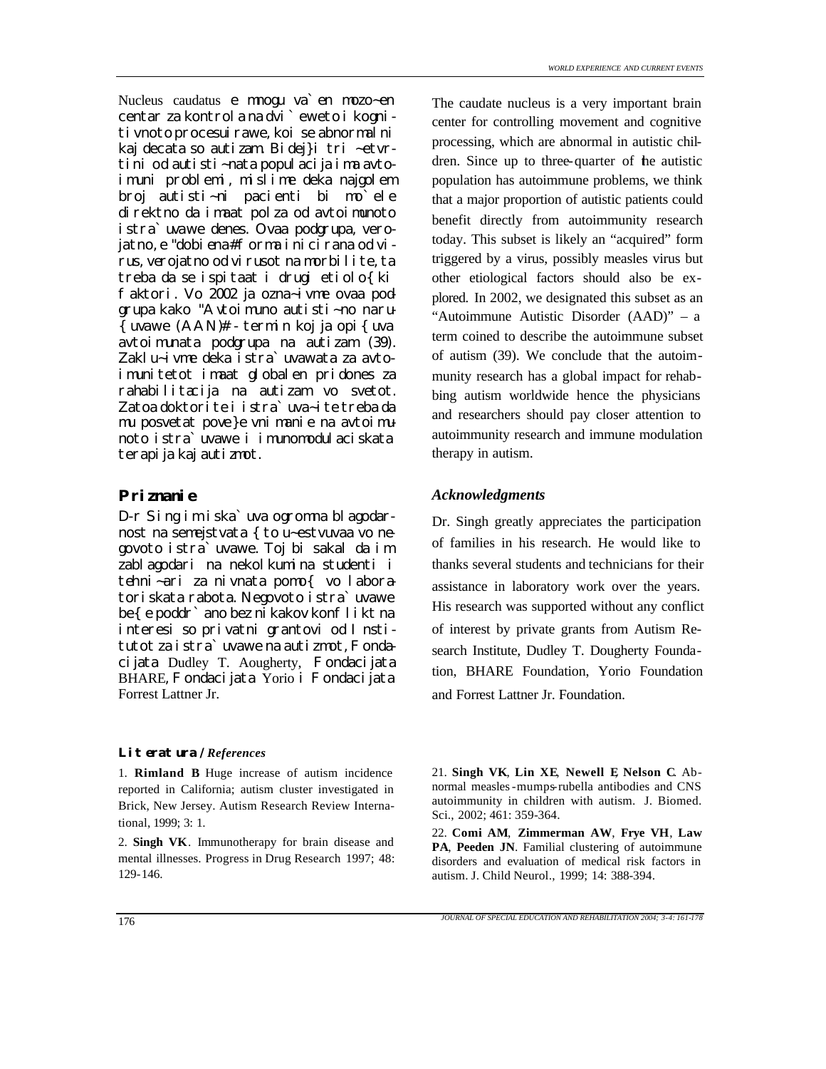Nucleus caudatus e mnogu va`en mozo~en centar za kontrola na dvi`eweto i kognitivnoto procesuirawe, koi se abnormalni kaj decata so autizam. Bidej}i tri ~etvrtini od autisti~nata populacija ima avtoimuni problemi, mislime deka najgolem broj autisti~ni pacienti bi mo`ele direktno da imaat polza od avtoimunoto istra`uvawe denes. Ovaa podgrupa, verojatno, e "dobiena# forma inicirana od virus, verojatno od virusot na morbili te, ta treba da se ispitaat i drugi etiolo{ki faktori. Vo 2002 ja ozna~ivme ovaa podgrupa kako "Avtoimuno autisti~no naru{uvawe (AAN)# - termin koj ja opi{uva avtoimunata podgrupa na autizam (39). Zaklu~ivme deka istra`uvawata za avtoimunitetot imaat globalen pridones za rahabilitacija na autizam vo svetot. Zatoa doktorite i istra`uva~ite treba da mu posvetat pove}e vnimanie na avtoimunoto istra`uvawe i imunomodulaciskata terapija kaj autizmot.

The caudate nucleus is a very important brain center for controlling movement and cognitive processing, which are abnormal in autistic children. Since up to three-quarter of the autistic population has autoimmune problems, we think that a major proportion of autistic patients could benefit directly from autoimmunity research today. This subset is likely an "acquired" form triggered by a virus, possibly measles virus but other etiological factors should also be explored. In 2002, we designated this subset as an "Autoimmune Autistic Disorder (AAD)" – a term coined to describe the autoimmune subset of autism (39). We conclude that the autoimmunity research has a global impact for rehabbing autism worldwide hence the physicians and researchers should pay closer attention to autoimmunity research and immune modulation therapy in autism.

## Priznanie

D-r Sing im iska`uva ogromna blagodarnost na semejstvata {to u~estvuvaa vo negovoto istra`uvawe. Toj bi sakal da im zablagodari na nekolkumina studenti i tehni~ari za nivnata pomo{ vo laboratoriskata rabota. Negovoto istra`uvawe be{e poddr`ano bez nikakov konflikt na interesi so privatni grantovi od Institutot za istra`uvawe na autizmot, Fondacijata Dudley T. Aougherty, Fondacijata BHARE, Fondacijata Yorio i Fondacijata Forrest Lattner Jr.

## *Acknowledgments*

Dr. Singh greatly appreciates the participation of families in his research. He would like to thanks several students and technicians for their assistance in laboratory work over the years. His research was supported without any conflict of interest by private grants from Autism Research Institute, Dudley T. Dougherty Foundation, BHARE Foundation, Yorio Foundation and Forrest Lattner Jr. Foundation.

### Literatura / *References*

1. **Rimland B** Huge increase of autism incidence reported in California; autism cluster investigated in Brick, New Jersey. Autism Research Review International, 1999; 3: 1.

2. **Singh VK**. Immunotherapy for brain disease and mental illnesses. Progress in Drug Research 1997; 48: 129-146.

21. **Singh VK**, **Lin XE**, **Newell E**, **Nelson C**. Abnormal measles-mumps-rubella antibodies and CNS autoimmunity in children with autism. J. Biomed. Sci., 2002; 461: 359-364.

22. **Comi AM**, **Zimmerman AW**, **Frye VH**, **Law PA**, **Peeden JN**. Familial clustering of autoimmune disorders and evaluation of medical risk factors in autism. J. Child Neurol., 1999; 14: 388-394.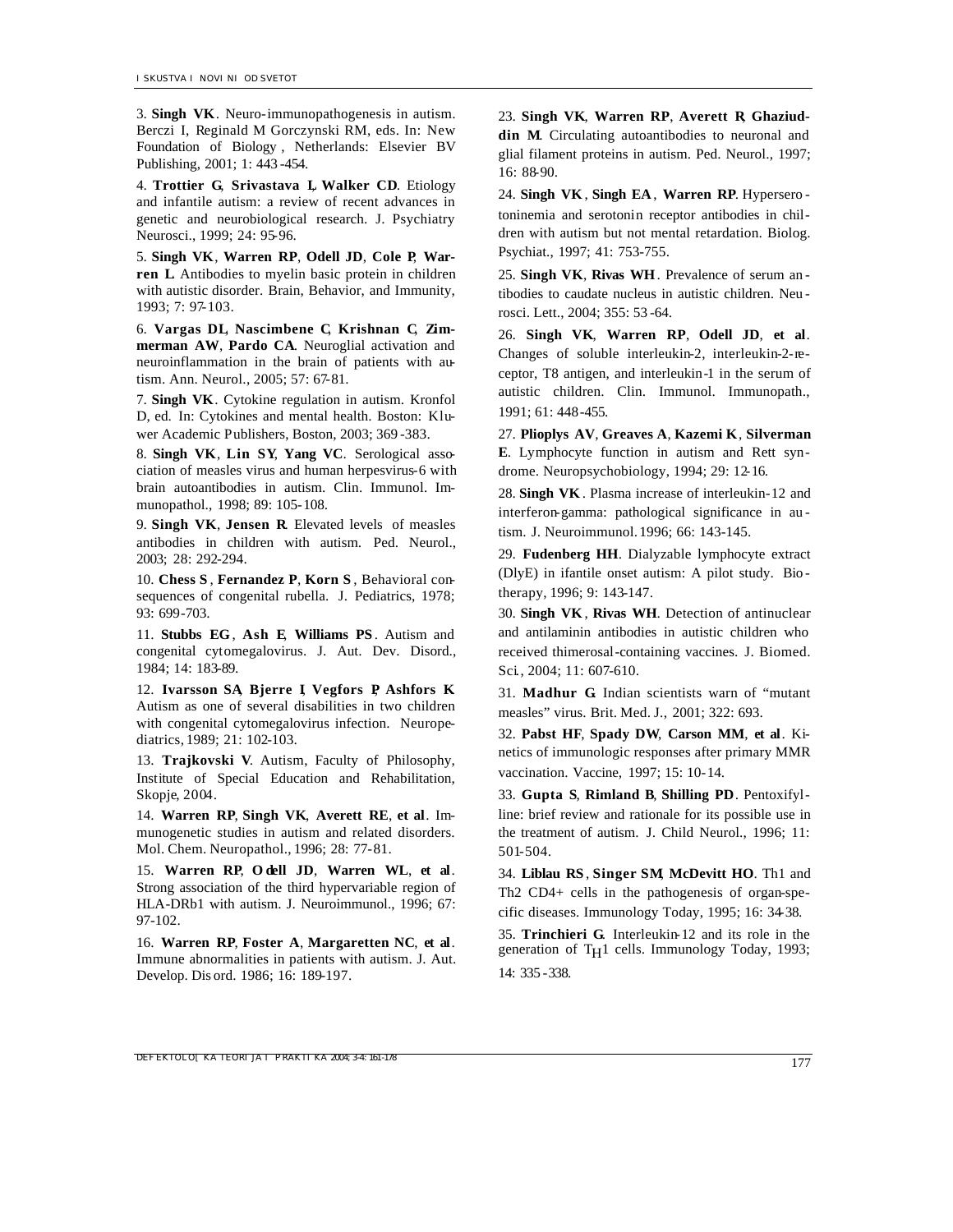3. **Singh VK**. Neuro-immunopathogenesis in autism. Berczi I, Reginald M Gorczynski RM, eds. In: New Foundation of Biology, Netherlands: Elsevier BV Publishing, 2001; 1: 443-454.

4. **Trottier G, Srivastava L, Walker CD**. Etiology and infantile autism: a review of recent advances in genetic and neurobiological research. J. Psychiatry Neurosci., 1999; 24: 95-96.

5. **Singh VK, Warren RP, Odell JD, Cole P, Warren L**. Antibodies to myelin basic protein in children with autistic disorder. Brain, Behavior, and Immunity, 1993; 7: 97-103.

6. **Vargas DL, Nascimbene C, Krishnan C, Zimmerman AW, Pardo CA**. Neuroglial activation and neuroinflammation in the brain of patients with autism. Ann. Neurol., 2005; 57: 67-81.

7. **Singh VK**. Cytokine regulation in autism. Kronfol D, ed. In: Cytokines and mental health. Boston: Kluwer Academic Publishers, Boston, 2003; 369-383.

8. **Singh VK, Lin SY, Yang VC**. Serological association of measles virus and human herpesvirus-6 with brain autoantibodies in autism. Clin. Immunol. Immunopathol., 1998; 89: 105-108.

9. **Singh VK, Jensen R**. Elevated levels of measles antibodies in children with autism. Ped. Neurol., 2003; 28: 292-294.

10. **Chess S, Fernandez P, Korn S**, Behavioral consequences of congenital rubella. J. Pediatrics, 1978; 93: 699-703.

11. **Stubbs EG, Ash E, Williams PS**. Autism and congenital cytomegalovirus. J. Aut. Dev. Disord., 1984; 14: 183-89.

12. **Ivarsson SA, Bjerre I, Vegfors P, Ashfors K**. Autism as one of several disabilities in two children with congenital cytomegalovirus infection. Neuropediatrics, 1989; 21: 102-103.

13. **Trajkovski V**. Autism, Faculty of Philosophy, Institute of Special Education and Rehabilitation, Skopje, 2004.

14. **Warren RP, Singh VK, Averett RE, et al**. Immunogenetic studies in autism and related disorders. Mol. Chem. Neuropathol., 1996; 28: 77-81.

15. **Warren RP, Odell JD, Warren WL, et al**. Strong association of the third hypervariable region of HLA-DRb1 with autism. J. Neuroimmunol., 1996; 67: 97-102.

16. **Warren RP, Foster A, Margaretten NC, et al**. Immune abnormalities in patients with autism. J. Aut. Develop. Disord. 1986; 16: 189-197.

23. **Singh VK, Warren RP, Averett R, Ghaziuddin M**. Circulating autoantibodies to neuronal and glial filament proteins in autism. Ped. Neurol., 1997; 16: 88-90.

24. **Singh VK, Singh EA, Warren RP**. Hyperserotoninemia and serotonin receptor antibodies in children with autism but not mental retardation. Biolog. Psychiat., 1997; 41: 753-755.

25. **Singh VK, Rivas WH**. Prevalence of serum antibodies to caudate nucleus in autistic children. Neurosci. Lett., 2004; 355: 53-64.

26. **Singh VK, Warren RP, Odell JD, et al**. Changes of soluble interleukin-2, interleukin-2-receptor, T8 antigen, and interleukin-1 in the serum of autistic children. Clin. Immunol. Immunopath., 1991; 61: 448-455.

27. **Plioplys AV, Greaves A, Kazemi K, Silverman E**. Lymphocyte function in autism and Rett syndrome. Neuropsychobiology, 1994; 29: 12-16.

28. **Singh VK**. Plasma increase of interleukin-12 and interferon-gamma: pathological significance in autism. J. Neuroimmunol. 1996; 66: 143-145.

29. **Fudenberg HH**. Dialyzable lymphocyte extract (DlyE) in ifantile onset autism: A pilot study. Biotherapy, 1996; 9: 143-147.

30. **Singh VK, Rivas WH**. Detection of antinuclear and antilaminin antibodies in autistic children who received thimerosal-containing vaccines. J. Biomed. Sci., 2004; 11: 607-610.

31. **Madhur G**. Indian scientists warn of "mutant measles" virus. Brit. Med. J., 2001; 322: 693.

32. **Pabst HF, Spady DW, Carson MM, et al**. Kinetics of immunologic responses after primary MMR vaccination. Vaccine, 1997; 15: 10-14.

33. **Gupta S, Rimland B, Shilling PD**. Pentoxifylline: brief review and rationale for its possible use in the treatment of autism. J. Child Neurol., 1996; 11: 501-504.

34. **Liblau RS, Singer SM, McDevitt HO**. Th1 and Th2 CD4+ cells in the pathogenesis of organ-specific diseases. Immunology Today, 1995; 16: 34-38.

35. **Trinchieri G**. Interleukin-12 and its role in the generation of $T_H1$ cells. Immunology Today, 1993; 14: 335-338.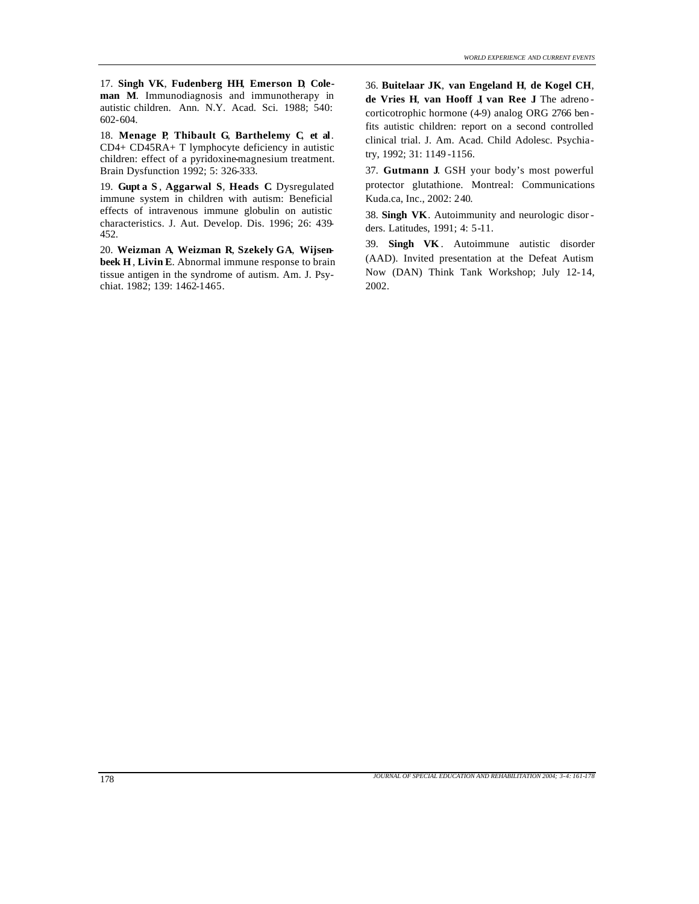17. **Singh VK**, **Fudenberg HH**, **Emerson D**, **Coleman M**. Immunodiagnosis and immunotherapy in autistic children. Ann. N.Y. Acad. Sci. 1988; 540: 602-604.

18. **Menage P**, **Thibault G**, **Barthelemy C**, **et al**. CD4+ CD45RA+ T lymphocyte deficiency in autistic children: effect of a pyridoxine-magnesium treatment. Brain Dysfunction 1992; 5: 326-333.

19. **Gupta S**, **Aggarwal S**, **Heads C**. Dysregulated immune system in children with autism: Beneficial effects of intravenous immune globulin on autistic characteristics. J. Aut. Develop. Dis. 1996; 26: 439-452.

20. **Weizman A**, **Weizman R**, **Szekely GA**, **Wijsenbeek H**, **Livin E**. Abnormal immune response to brain tissue antigen in the syndrome of autism. Am. J. Psychiat. 1982; 139: 1462-1465.

36. **Buitelaar JK**, **van Engeland H**, **de Kogel CH**, **de Vries H**, **van Hooff J**, **van Ree J**. The adrenocorticotrophic hormone (4-9) analog ORG 2766 benfits autistic children: report on a second controlled clinical trial. J. Am. Acad. Child Adolesc. Psychiatry, 1992; 31: 1149-1156.

37. **Gutmann J**. GSH your body's most powerful protector glutathione. Montreal: Communications Kuda.ca, Inc., 2002: 240.

38. **Singh VK**. Autoimmunity and neurologic disorders. Latitudes, 1991; 4: 5-11.

39. **Singh VK**. Autoimmune autistic disorder (AAD). Invited presentation at the Defeat Autism Now (DAN) Think Tank Workshop; July 12-14, 2002.